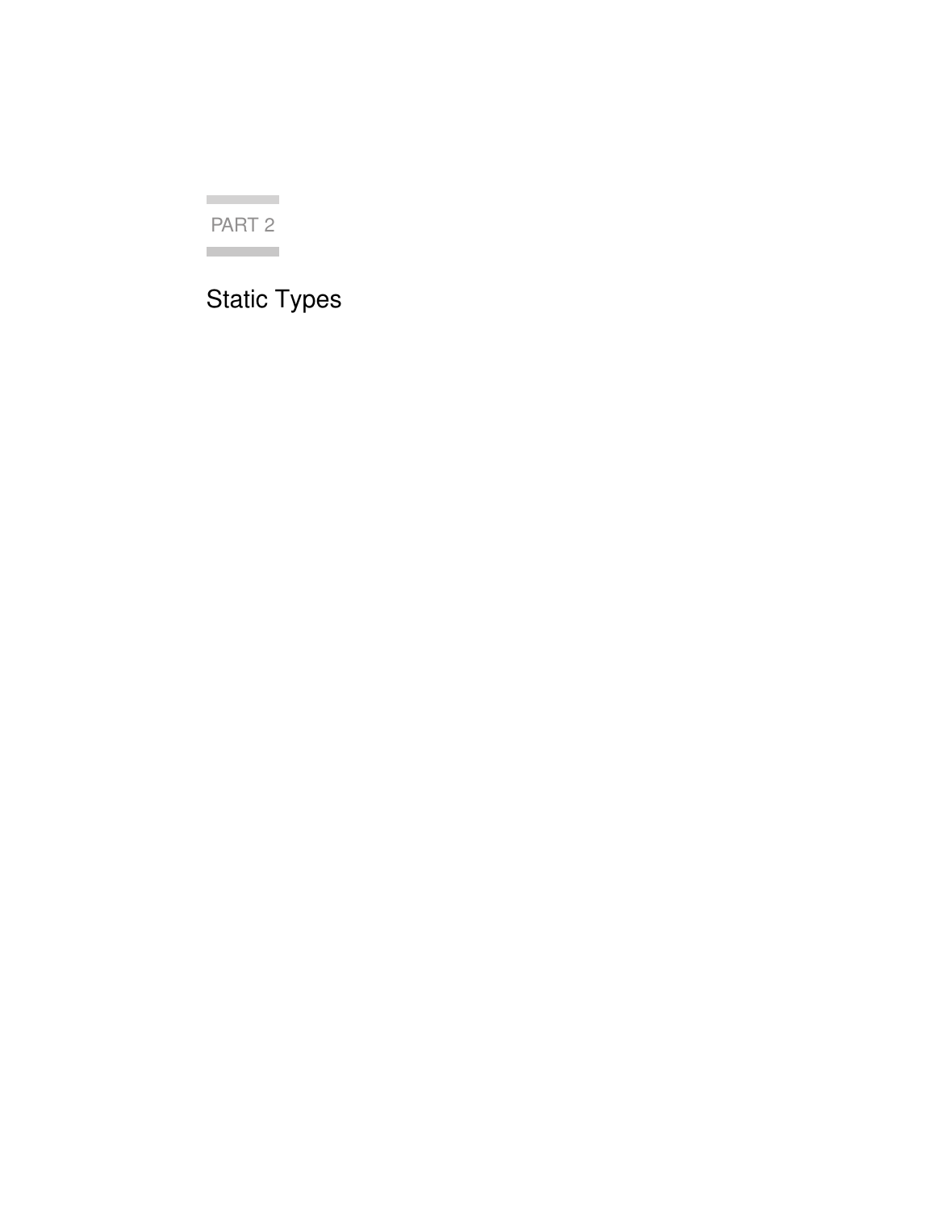# PART 2

# Static Types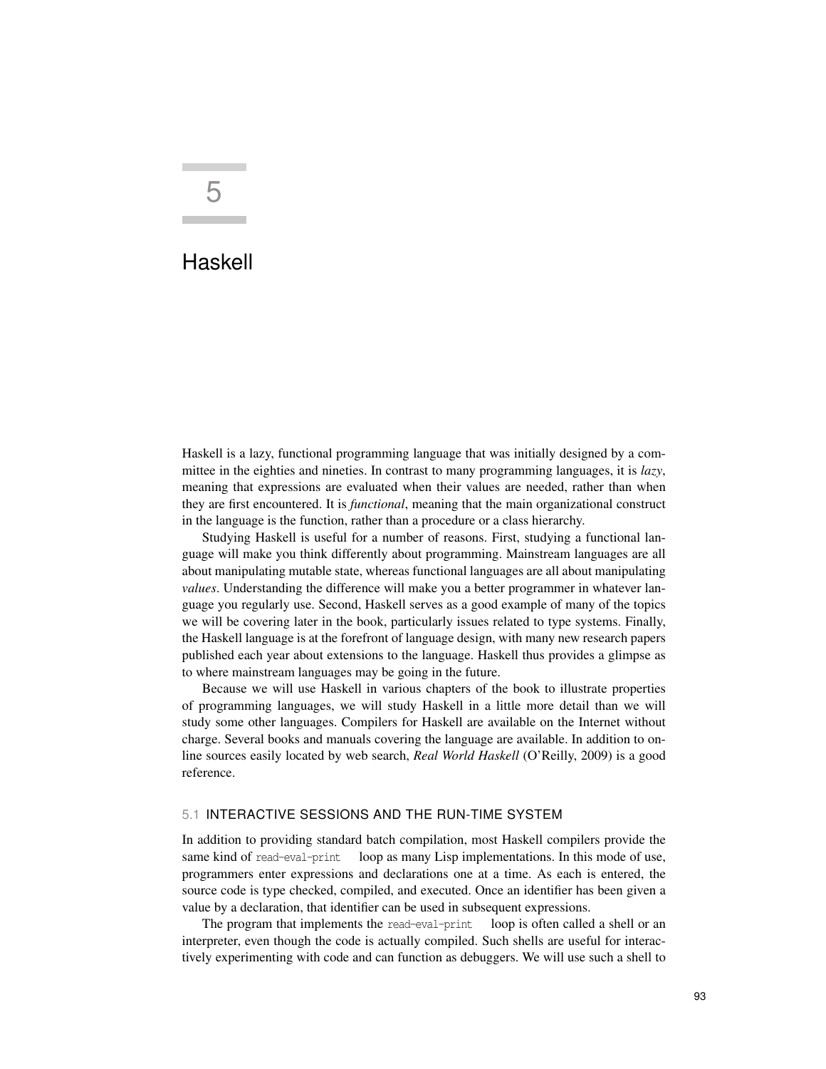# 5

# Haskell

Haskell is a lazy, functional programming language that was initially designed by a committee in the eighties and nineties. In contrast to many programming languages, it is *lazy*, meaning that expressions are evaluated when their values are needed, rather than when they are first encountered. It is *functional*, meaning that the main organizational construct in the language is the function, rather than a procedure or a class hierarchy.

Studying Haskell is useful for a number of reasons. First, studying a functional language will make you think differently about programming. Mainstream languages are all about manipulating mutable state, whereas functional languages are all about manipulating *values*. Understanding the difference will make you a better programmer in whatever language you regularly use. Second, Haskell serves as a good example of many of the topics we will be covering later in the book, particularly issues related to type systems. Finally, the Haskell language is at the forefront of language design, with many new research papers published each year about extensions to the language. Haskell thus provides a glimpse as to where mainstream languages may be going in the future.

Because we will use Haskell in various chapters of the book to illustrate properties of programming languages, we will study Haskell in a little more detail than we will study some other languages. Compilers for Haskell are available on the Internet without charge. Several books and manuals covering the language are available. In addition to online sources easily located by web search, *Real World Haskell* (O'Reilly, 2009) is a good reference.

## 5.1 INTERACTIVE SESSIONS AND THE RUN-TIME SYSTEM

In addition to providing standard batch compilation, most Haskell compilers provide the same kind of `read-eval-print` loop as many Lisp implementations. In this mode of use, programmers enter expressions and declarations one at a time. As each is entered, the source code is type checked, compiled, and executed. Once an identifier has been given a value by a declaration, that identifier can be used in subsequent expressions.

The program that implements the `read-eval-print` loop is often called a shell or an interpreter, even though the code is actually compiled. Such shells are useful for interactively experimenting with code and can function as debuggers. We will use such a shell to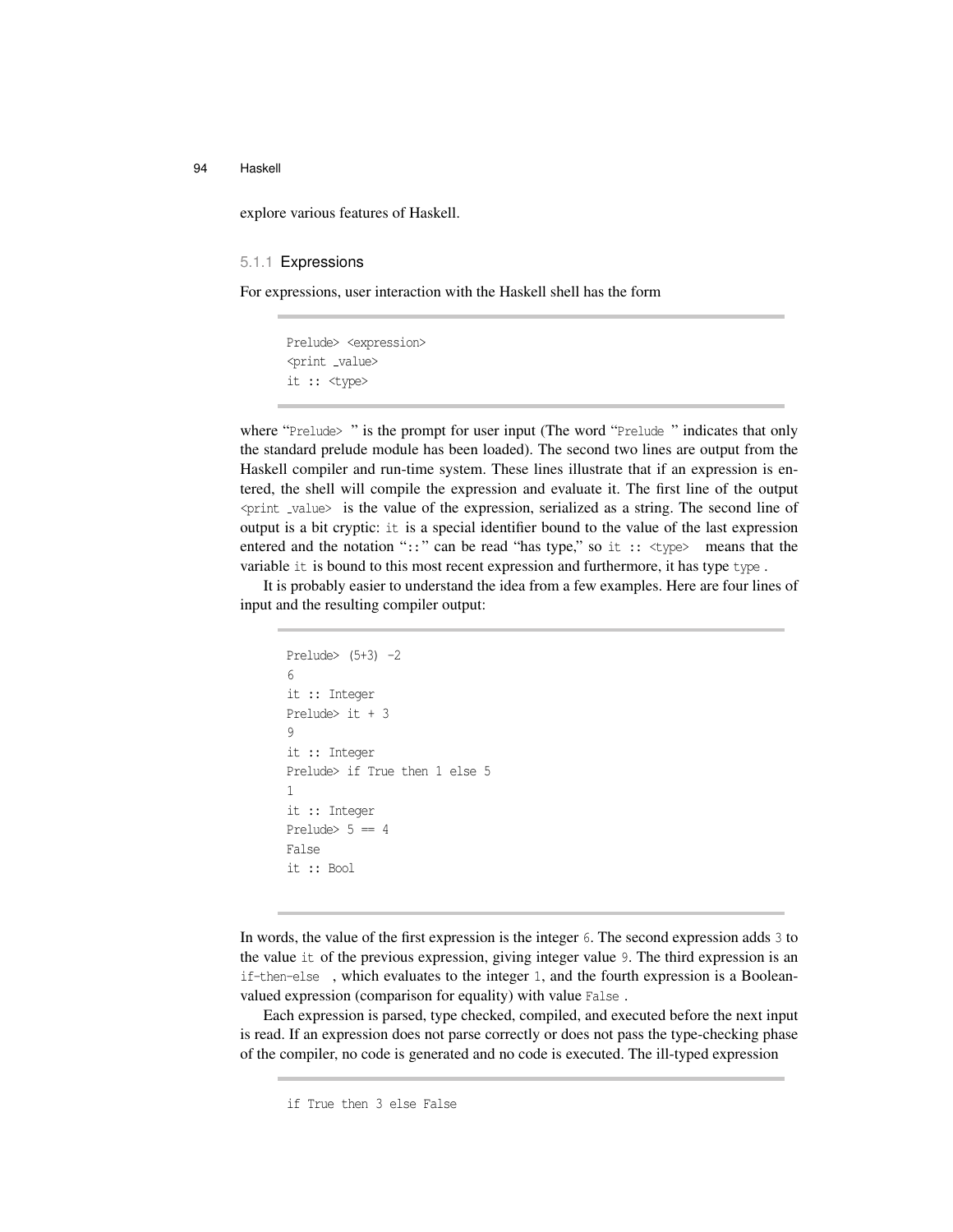explore various features of Haskell.

### 5.1.1 Expressions

For expressions, user interaction with the Haskell shell has the form

```
Prelude> <expression>
<print _value>
it :: <type>
```

where "`Prelude>` " is the prompt for user input (The word "`Prelude` " indicates that only the standard prelude module has been loaded). The second two lines are output from the Haskell compiler and run-time system. These lines illustrate that if an expression is entered, the shell will compile the expression and evaluate it. The first line of the output `<print _value>` is the value of the expression, serialized as a string. The second line of output is a bit cryptic: `it` is a special identifier bound to the value of the last expression entered and the notation "`::`" can be read "has type," so `it :: <type>` means that the variable `it` is bound to this most recent expression and furthermore, it has type `type` .

It is probably easier to understand the idea from a few examples. Here are four lines of input and the resulting compiler output:

```
Prelude> (5+3) -2
6
it :: Integer
Prelude> it + 3
9
it :: Integer
Prelude> if True then 1 else 5
1
it :: Integer
Prelude> 5 == 4
False
it :: Bool
```

In words, the value of the first expression is the integer `6`. The second expression adds `3` to the value `it` of the previous expression, giving integer value `9`. The third expression is an `if-then-else` , which evaluates to the integer `1`, and the fourth expression is a Boolean-valued expression (comparison for equality) with value `False` .

Each expression is parsed, type checked, compiled, and executed before the next input is read. If an expression does not parse correctly or does not pass the type-checking phase of the compiler, no code is generated and no code is executed. The ill-typed expression

```
if True then 3 else False
```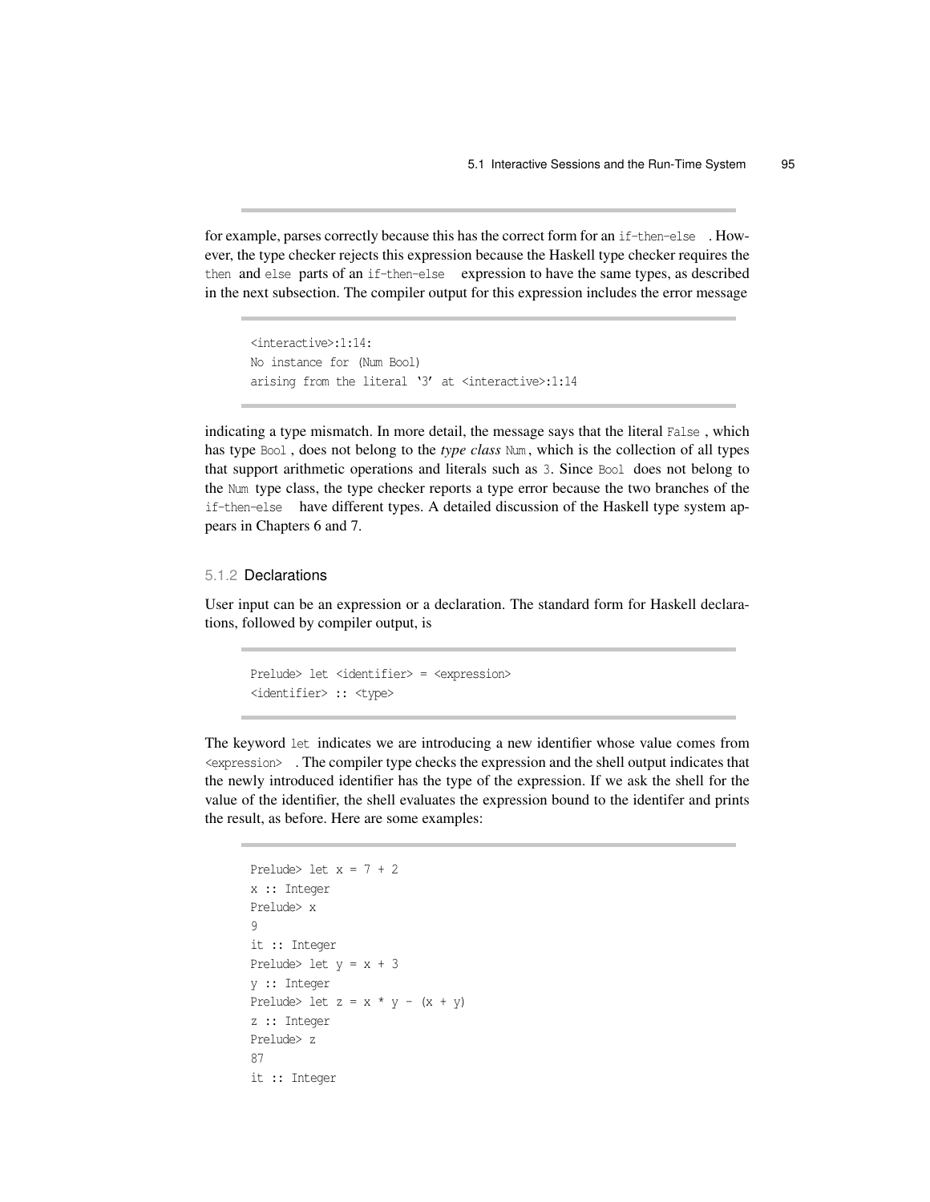for example, parses correctly because this has the correct form for an `if-then-else`. However, the type checker rejects this expression because the Haskell type checker requires the `then` and `else` parts of an `if-then-else` expression to have the same types, as described in the next subsection. The compiler output for this expression includes the error message

```
<interactive>:1:14:
No instance for (Num Bool)
arising from the literal '3' at <interactive>:1:14
```

indicating a type mismatch. In more detail, the message says that the literal `False`, which has type `Bool`, does not belong to the *type class* `Num`, which is the collection of all types that support arithmetic operations and literals such as `3`. Since `Bool` does not belong to the `Num` type class, the type checker reports a type error because the two branches of the `if-then-else` have different types. A detailed discussion of the Haskell type system appears in Chapters 6 and 7.

### 5.1.2 Declarations

User input can be an expression or a declaration. The standard form for Haskell declarations, followed by compiler output, is

```
Prelude> let <identifier> = <expression>
<identifier> :: <type>
```

The keyword `let` indicates we are introducing a new identifier whose value comes from `<expression>`. The compiler type checks the expression and the shell output indicates that the newly introduced identifier has the type of the expression. If we ask the shell for the value of the identifier, the shell evaluates the expression bound to the identifer and prints the result, as before. Here are some examples:

```
Prelude> let x = 7 + 2
x :: Integer
Prelude> x
9
it :: Integer
Prelude> let y = x + 3
y :: Integer
Prelude> let z = x * y - (x + y)
z :: Integer
Prelude> z
87
it :: Integer
```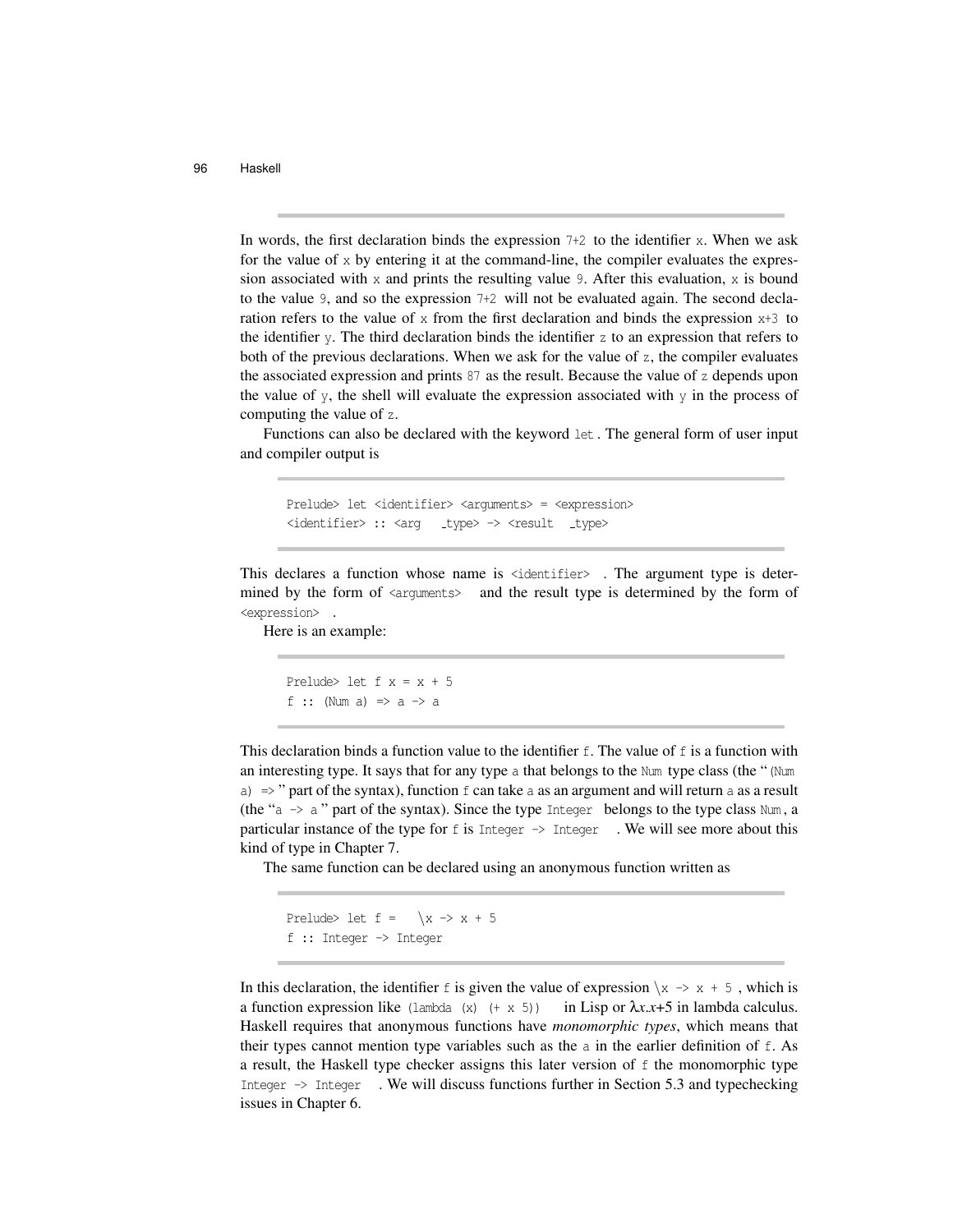In words, the first declaration binds the expression `7+2` to the identifier `x`. When we ask for the value of `x` by entering it at the command-line, the compiler evaluates the expression associated with `x` and prints the resulting value `9`. After this evaluation, `x` is bound to the value `9`, and so the expression `7+2` will not be evaluated again. The second declaration refers to the value of `x` from the first declaration and binds the expression `x+3` to the identifier `y`. The third declaration binds the identifier `z` to an expression that refers to both of the previous declarations. When we ask for the value of `z`, the compiler evaluates the associated expression and prints `87` as the result. Because the value of `z` depends upon the value of `y`, the shell will evaluate the expression associated with `y` in the process of computing the value of `z`.

Functions can also be declared with the keyword `let`. The general form of user input and compiler output is

```
Prelude> let <identifier> <arguments> = <expression>
<identifier> :: <arg_type> -> <result_type>
```

This declares a function whose name is `<identifier>`. The argument type is determined by the form of `<arguments>` and the result type is determined by the form of `<expression>`.

Here is an example:

```
Prelude> let f x = x + 5
f :: (Num a) => a -> a
```

This declaration binds a function value to the identifier `f`. The value of `f` is a function with an interesting type. It says that for any type `a` that belongs to the `Num` type class (the "`(Num a) =>`" part of the syntax), function `f` can take `a` as an argument and will return `a` as a result (the "`a -> a`" part of the syntax). Since the type `Integer` belongs to the type class `Num`, a particular instance of the type for `f` is `Integer -> Integer`. We will see more about this kind of type in Chapter 7.

The same function can be declared using an anonymous function written as

```
Prelude> let f = \x -> x + 5
f :: Integer -> Integer
```

In this declaration, the identifier `f` is given the value of expression `\x -> x + 5`, which is a function expression like `(lambda (x) (+ x 5))` in Lisp or $\lambda x.x{+}5$ in lambda calculus. Haskell requires that anonymous functions have *monomorphic types*, which means that their types cannot mention type variables such as the `a` in the earlier definition of `f`. As a result, the Haskell type checker assigns this later version of `f` the monomorphic type `Integer -> Integer`. We will discuss functions further in Section 5.3 and typechecking issues in Chapter 6.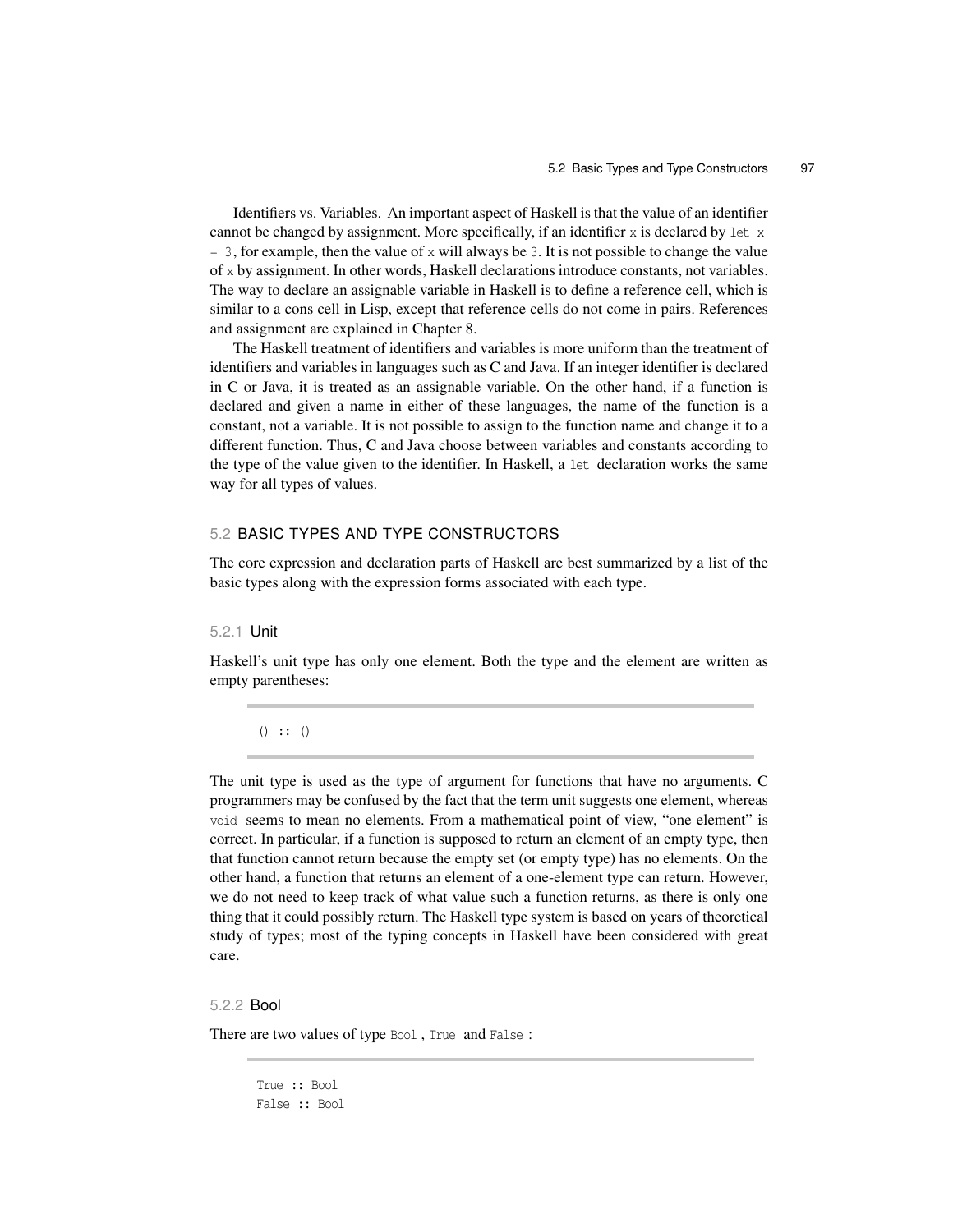Identifiers vs. Variables. An important aspect of Haskell is that the value of an identifier cannot be changed by assignment. More specifically, if an identifier `x` is declared by `let x = 3`, for example, then the value of `x` will always be `3`. It is not possible to change the value of `x` by assignment. In other words, Haskell declarations introduce constants, not variables. The way to declare an assignable variable in Haskell is to define a reference cell, which is similar to a cons cell in Lisp, except that reference cells do not come in pairs. References and assignment are explained in Chapter 8.

The Haskell treatment of identifiers and variables is more uniform than the treatment of identifiers and variables in languages such as C and Java. If an integer identifier is declared in C or Java, it is treated as an assignable variable. On the other hand, if a function is declared and given a name in either of these languages, the name of the function is a constant, not a variable. It is not possible to assign to the function name and change it to a different function. Thus, C and Java choose between variables and constants according to the type of the value given to the identifier. In Haskell, a `let` declaration works the same way for all types of values.

## 5.2 BASIC TYPES AND TYPE CONSTRUCTORS

The core expression and declaration parts of Haskell are best summarized by a list of the basic types along with the expression forms associated with each type.

### 5.2.1 Unit

Haskell's unit type has only one element. Both the type and the element are written as empty parentheses:

```
() :: ()
```

The unit type is used as the type of argument for functions that have no arguments. C programmers may be confused by the fact that the term unit suggests one element, whereas `void` seems to mean no elements. From a mathematical point of view, "one element" is correct. In particular, if a function is supposed to return an element of an empty type, then that function cannot return because the empty set (or empty type) has no elements. On the other hand, a function that returns an element of a one-element type can return. However, we do not need to keep track of what value such a function returns, as there is only one thing that it could possibly return. The Haskell type system is based on years of theoretical study of types; most of the typing concepts in Haskell have been considered with great care.

### 5.2.2 Bool

There are two values of type `Bool`, `True` and `False`:

```
True :: Bool
False :: Bool
```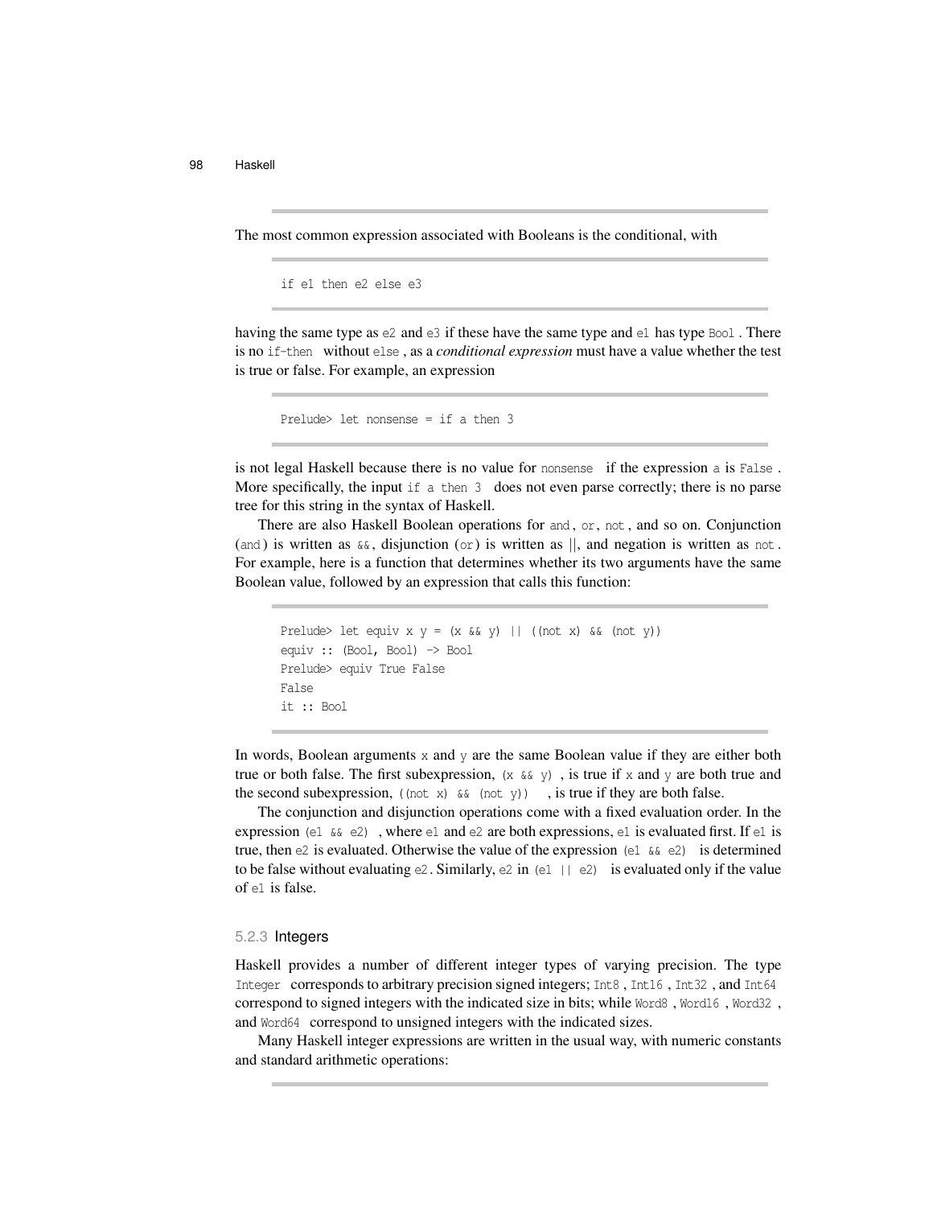The most common expression associated with Booleans is the conditional, with

```
if e1 then e2 else e3
```

having the same type as `e2` and `e3` if these have the same type and `e1` has type `Bool`. There is no `if-then` without `else`, as a *conditional expression* must have a value whether the test is true or false. For example, an expression

```
Prelude> let nonsense = if a then 3
```

is not legal Haskell because there is no value for `nonsense` if the expression `a` is `False`. More specifically, the input `if a then 3` does not even parse correctly; there is no parse tree for this string in the syntax of Haskell.

There are also Haskell Boolean operations for `and`, `or`, `not`, and so on. Conjunction (`and`) is written as `&&`, disjunction (`or`) is written as ||, and negation is written as `not`. For example, here is a function that determines whether its two arguments have the same Boolean value, followed by an expression that calls this function:

```
Prelude> let equiv x y = (x && y) || ((not x) && (not y))
equiv :: (Bool, Bool) -> Bool
Prelude> equiv True False
False
it :: Bool
```

In words, Boolean arguments `x` and `y` are the same Boolean value if they are either both true or both false. The first subexpression, `(x && y)`, is true if `x` and `y` are both true and the second subexpression, `((not x) && (not y))`, is true if they are both false.

The conjunction and disjunction operations come with a fixed evaluation order. In the expression `(e1 && e2)`, where `e1` and `e2` are both expressions, `e1` is evaluated first. If `e1` is true, then `e2` is evaluated. Otherwise the value of the expression `(e1 && e2)` is determined to be false without evaluating `e2`. Similarly, `e2` in `(e1 || e2)` is evaluated only if the value of `e1` is false.

### 5.2.3 Integers

Haskell provides a number of different integer types of varying precision. The type `Integer` corresponds to arbitrary precision signed integers; `Int8`, `Int16`, `Int32`, and `Int64` correspond to signed integers with the indicated size in bits; while `Word8`, `Word16`, `Word32`, and `Word64` correspond to unsigned integers with the indicated sizes.

Many Haskell integer expressions are written in the usual way, with numeric constants and standard arithmetic operations: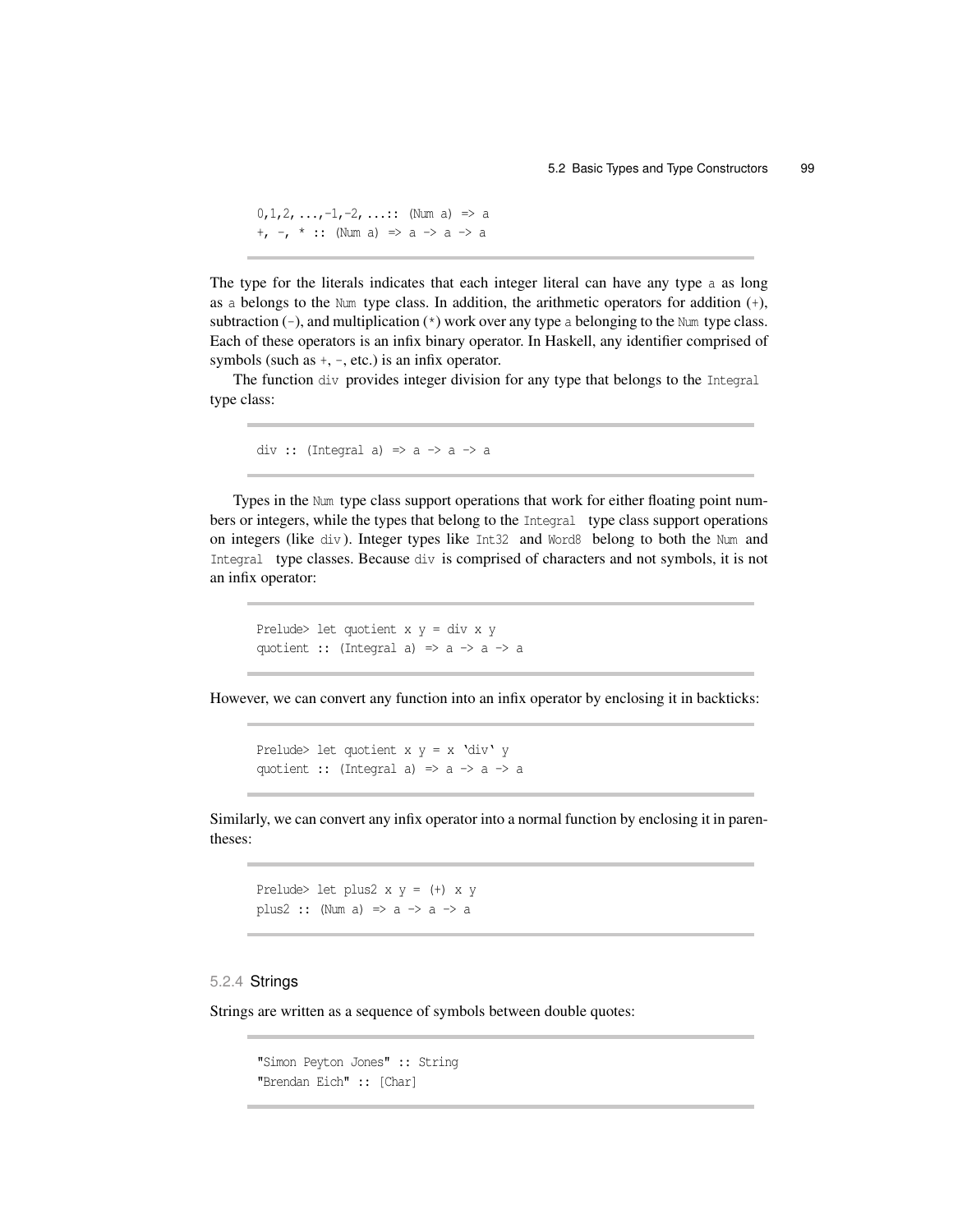```
0,1,2,...,-1,-2,...:: (Num a) => a
+, -, * :: (Num a) => a -> a -> a
```

The type for the literals indicates that each integer literal can have any type `a` as long as `a` belongs to the `Num` type class. In addition, the arithmetic operators for addition (`+`), subtraction (`-`), and multiplication (`*`) work over any type `a` belonging to the `Num` type class. Each of these operators is an infix binary operator. In Haskell, any identifier comprised of symbols (such as `+`, `-`, etc.) is an infix operator.

The function `div` provides integer division for any type that belongs to the `Integral` type class:

```
div :: (Integral a) => a -> a -> a
```

Types in the `Num` type class support operations that work for either floating point numbers or integers, while the types that belong to the `Integral` type class support operations on integers (like `div`). Integer types like `Int32` and `Word8` belong to both the `Num` and `Integral` type classes. Because `div` is comprised of characters and not symbols, it is not an infix operator:

```
Prelude> let quotient x y = div x y
quotient :: (Integral a) => a -> a -> a
```

However, we can convert any function into an infix operator by enclosing it in backticks:

```
Prelude> let quotient x y = x `div` y
quotient :: (Integral a) => a -> a -> a
```

Similarly, we can convert any infix operator into a normal function by enclosing it in parentheses:

```
Prelude> let plus2 x y = (+) x y
plus2 :: (Num a) => a -> a -> a
```

### 5.2.4 Strings

Strings are written as a sequence of symbols between double quotes:

```
"Simon Peyton Jones" :: String
"Brendan Eich" :: [Char]
```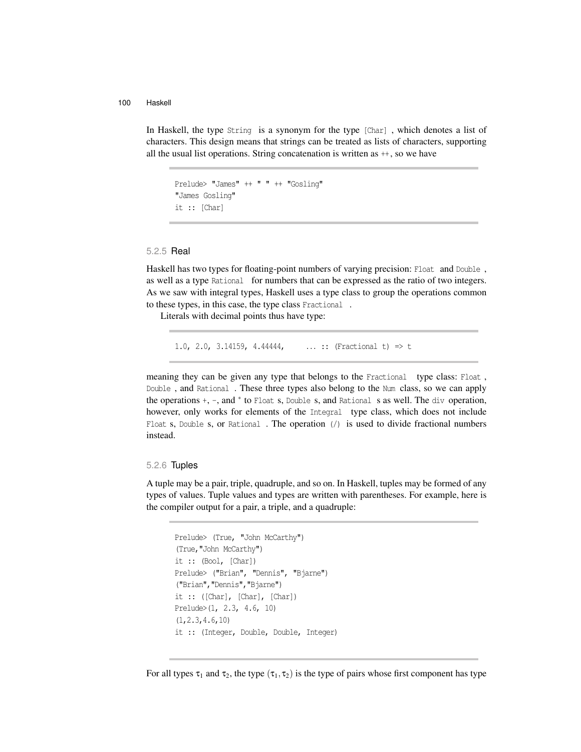In Haskell, the type `String` is a synonym for the type `[Char]`, which denotes a list of characters. This design means that strings can be treated as lists of characters, supporting all the usual list operations. String concatenation is written as `++`, so we have

```
Prelude> "James" ++ " " ++ "Gosling"
"James Gosling"
it :: [Char]
```

### 5.2.5 Real

Haskell has two types for floating-point numbers of varying precision: `Float` and `Double`, as well as a type `Rational` for numbers that can be expressed as the ratio of two integers. As we saw with integral types, Haskell uses a type class to group the operations common to these types, in this case, the type class `Fractional`.

Literals with decimal points thus have type:

```
1.0, 2.0, 3.14159, 4.44444,    ... :: (Fractional t) => t
```

meaning they can be given any type that belongs to the `Fractional` type class: `Float`, `Double`, and `Rational`. These three types also belong to the `Num` class, so we can apply the operations `+`, `-`, and `*` to `Float` s, `Double` s, and `Rational` s as well. The `div` operation, however, only works for elements of the `Integral` type class, which does not include `Float` s, `Double` s, or `Rational`. The operation `(/)` is used to divide fractional numbers instead.

### 5.2.6 Tuples

A tuple may be a pair, triple, quadruple, and so on. In Haskell, tuples may be formed of any types of values. Tuple values and types are written with parentheses. For example, here is the compiler output for a pair, a triple, and a quadruple:

```
Prelude> (True, "John McCarthy")
(True,"John McCarthy")
it :: (Bool, [Char])
Prelude> ("Brian", "Dennis", "Bjarne")
("Brian","Dennis","Bjarne")
it :: ([Char], [Char], [Char])
Prelude>(1, 2.3, 4.6, 10)
(1,2.3,4.6,10)
it :: (Integer, Double, Double, Integer)
```

For all types $\tau_1$ and $\tau_2$, the type $(\tau_1, \tau_2)$ is the type of pairs whose first component has type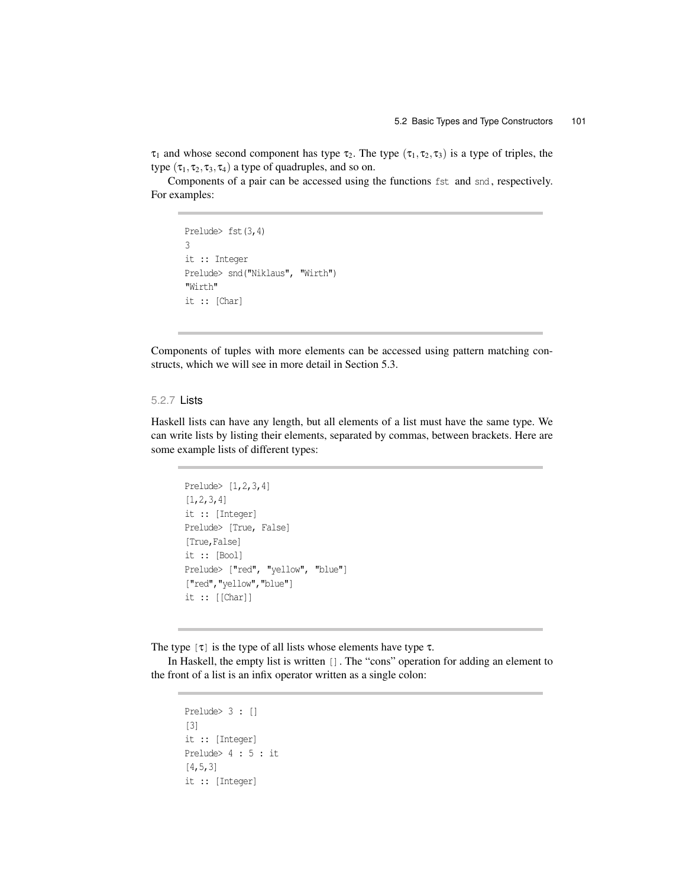$\tau_1$ and whose second component has type $\tau_2$. The type $(\tau_1, \tau_2, \tau_3)$ is a type of triples, the type $(\tau_1, \tau_2, \tau_3, \tau_4)$ a type of quadruples, and so on.

Components of a pair can be accessed using the functions `fst` and `snd`, respectively. For examples:

```
Prelude> fst(3,4)
3
it :: Integer
Prelude> snd("Niklaus", "Wirth")
"Wirth"
it :: [Char]
```

Components of tuples with more elements can be accessed using pattern matching constructs, which we will see in more detail in Section 5.3.

### 5.2.7 Lists

Haskell lists can have any length, but all elements of a list must have the same type. We can write lists by listing their elements, separated by commas, between brackets. Here are some example lists of different types:

```
Prelude> [1,2,3,4]
[1,2,3,4]
it :: [Integer]
Prelude> [True, False]
[True,False]
it :: [Bool]
Prelude> ["red", "yellow", "blue"]
["red","yellow","blue"]
it :: [[Char]]
```

The type `[`$\tau$`]` is the type of all lists whose elements have type $\tau$.

In Haskell, the empty list is written `[]`. The "cons" operation for adding an element to the front of a list is an infix operator written as a single colon:

```
Prelude> 3 : []
[3]
it :: [Integer]
Prelude> 4 : 5 : it
[4,5,3]
it :: [Integer]
```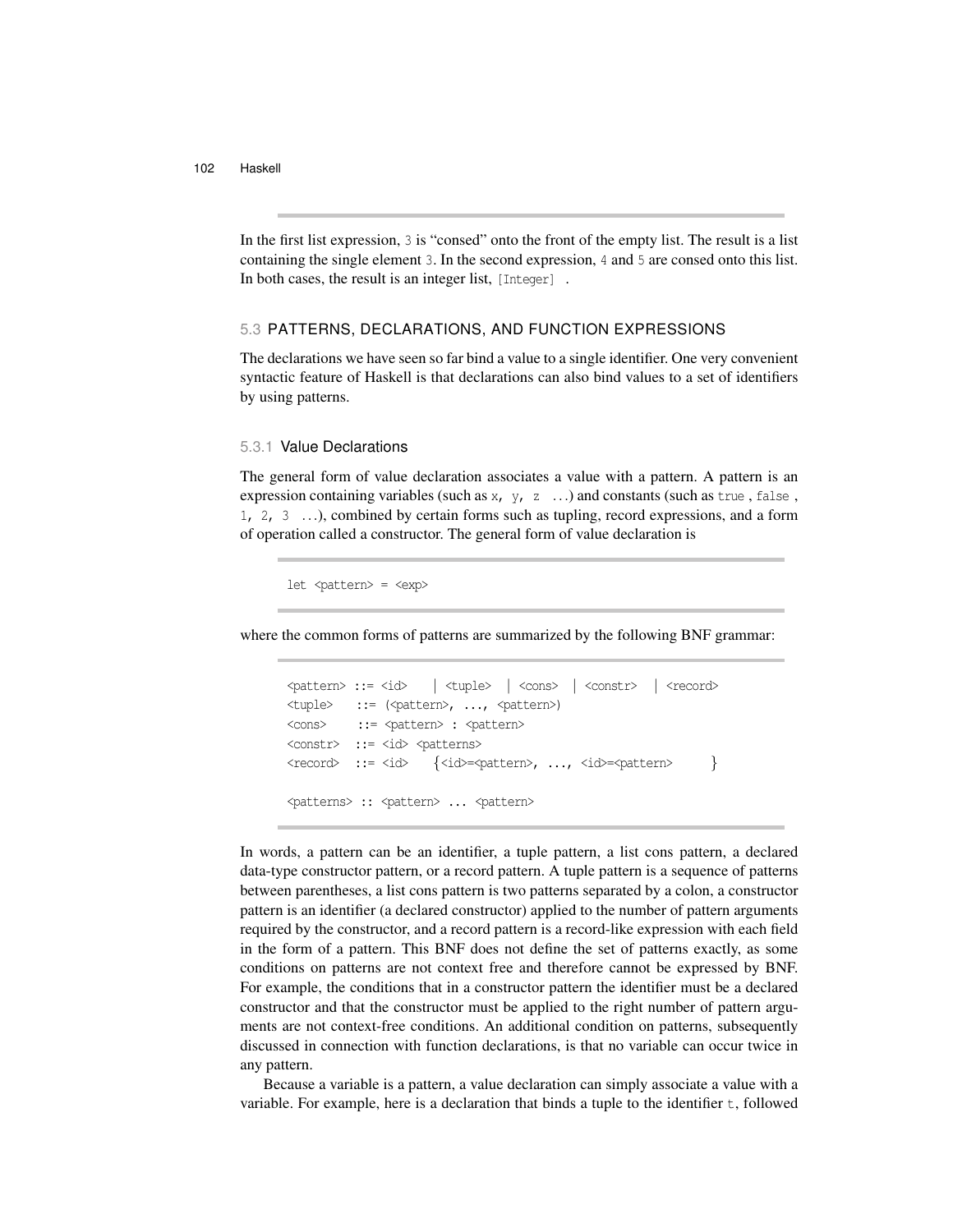In the first list expression, `3` is "consed" onto the front of the empty list. The result is a list containing the single element `3`. In the second expression, `4` and `5` are consed onto this list. In both cases, the result is an integer list, `[Integer]` .

## 5.3 PATTERNS, DECLARATIONS, AND FUNCTION EXPRESSIONS

The declarations we have seen so far bind a value to a single identifier. One very convenient syntactic feature of Haskell is that declarations can also bind values to a set of identifiers by using patterns.

### 5.3.1 Value Declarations

The general form of value declaration associates a value with a pattern. A pattern is an expression containing variables (such as `x, y, z ...`) and constants (such as `true` , `false` , `1, 2, 3 ...`), combined by certain forms such as tupling, record expressions, and a form of operation called a constructor. The general form of value declaration is

```
let <pattern> = <exp>
```

where the common forms of patterns are summarized by the following BNF grammar:

```
<pattern> ::= <id>   | <tuple>  | <cons>  | <constr>  | <record>
<tuple>   ::= (<pattern>, ..., <pattern>)
<cons>     ::= <pattern> : <pattern>
<constr>  ::= <id> <patterns>
<record>  ::= <id>   {<id>=<pattern>, ..., <id>=<pattern>     }

<patterns> :: <pattern> ... <pattern>
```

In words, a pattern can be an identifier, a tuple pattern, a list cons pattern, a declared data-type constructor pattern, or a record pattern. A tuple pattern is a sequence of patterns between parentheses, a list cons pattern is two patterns separated by a colon, a constructor pattern is an identifier (a declared constructor) applied to the number of pattern arguments required by the constructor, and a record pattern is a record-like expression with each field in the form of a pattern. This BNF does not define the set of patterns exactly, as some conditions on patterns are not context free and therefore cannot be expressed by BNF. For example, the conditions that in a constructor pattern the identifier must be a declared constructor and that the constructor must be applied to the right number of pattern arguments are not context-free conditions. An additional condition on patterns, subsequently discussed in connection with function declarations, is that no variable can occur twice in any pattern.

Because a variable is a pattern, a value declaration can simply associate a value with a variable. For example, here is a declaration that binds a tuple to the identifier `t`, followed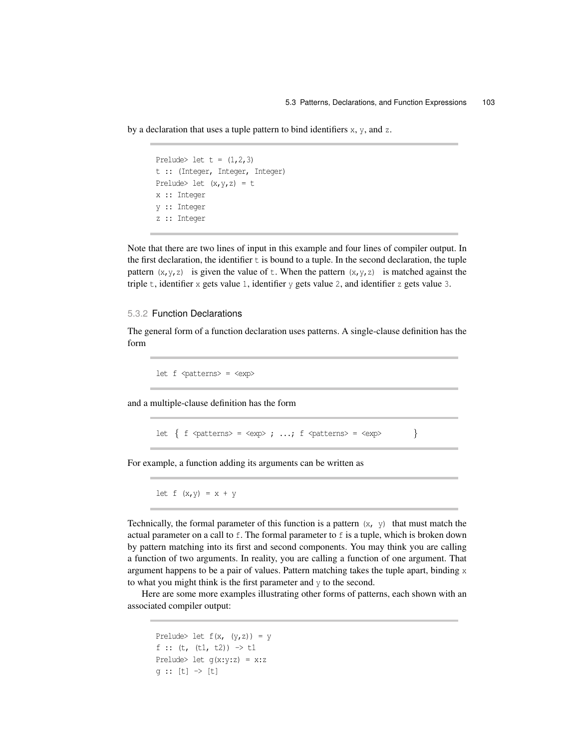by a declaration that uses a tuple pattern to bind identifiers `x`, `y`, and `z`.

```
Prelude> let t = (1,2,3)
t :: (Integer, Integer, Integer)
Prelude> let (x,y,z) = t
x :: Integer
y :: Integer
z :: Integer
```

Note that there are two lines of input in this example and four lines of compiler output. In the first declaration, the identifier `t` is bound to a tuple. In the second declaration, the tuple pattern `(x,y,z)` is given the value of `t`. When the pattern `(x,y,z)` is matched against the triple `t`, identifier `x` gets value `1`, identifier `y` gets value `2`, and identifier `z` gets value `3`.

### 5.3.2 Function Declarations

The general form of a function declaration uses patterns. A single-clause definition has the form

```
let f <patterns> = <exp>
```

and a multiple-clause definition has the form

```
let { f <patterns> = <exp> ; ...; f <patterns> = <exp> }
```

For example, a function adding its arguments can be written as

```
let f (x,y) = x + y
```

Technically, the formal parameter of this function is a pattern `(x, y)` that must match the actual parameter on a call to `f`. The formal parameter to `f` is a tuple, which is broken down by pattern matching into its first and second components. You may think you are calling a function of two arguments. In reality, you are calling a function of one argument. That argument happens to be a pair of values. Pattern matching takes the tuple apart, binding `x` to what you might think is the first parameter and `y` to the second.

Here are some more examples illustrating other forms of patterns, each shown with an associated compiler output:

```
Prelude> let f(x, (y,z)) = y
f :: (t, (t1, t2)) -> t1
Prelude> let g(x:y:z) = x:z
g :: [t] -> [t]
```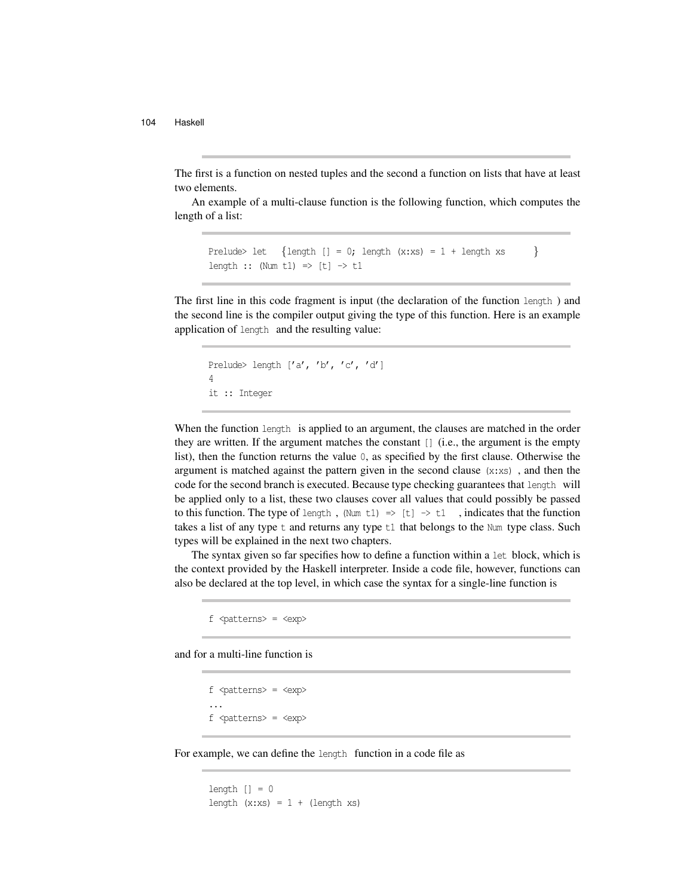The first is a function on nested tuples and the second a function on lists that have at least two elements.

An example of a multi-clause function is the following function, which computes the length of a list:

```
Prelude> let  {length [] = 0; length (x:xs) = 1 + length xs    }
length :: (Num t1) => [t] -> t1
```

The first line in this code fragment is input (the declaration of the function `length` ) and the second line is the compiler output giving the type of this function. Here is an example application of `length` and the resulting value:

```
Prelude> length ['a', 'b', 'c', 'd']
4
it :: Integer
```

When the function `length` is applied to an argument, the clauses are matched in the order they are written. If the argument matches the constant `[]` (i.e., the argument is the empty list), then the function returns the value `0`, as specified by the first clause. Otherwise the argument is matched against the pattern given in the second clause `(x:xs)` , and then the code for the second branch is executed. Because type checking guarantees that `length` will be applied only to a list, these two clauses cover all values that could possibly be passed to this function. The type of `length` , `(Num t1) => [t] -> t1` , indicates that the function takes a list of any type `t` and returns any type `t1` that belongs to the `Num` type class. Such types will be explained in the next two chapters.

The syntax given so far specifies how to define a function within a `let` block, which is the context provided by the Haskell interpreter. Inside a code file, however, functions can also be declared at the top level, in which case the syntax for a single-line function is

```
f <patterns> = <exp>
```

and for a multi-line function is

```
f <patterns> = <exp>
...
f <patterns> = <exp>
```

For example, we can define the `length` function in a code file as

```
length [] = 0
length (x:xs) = 1 + (length xs)
```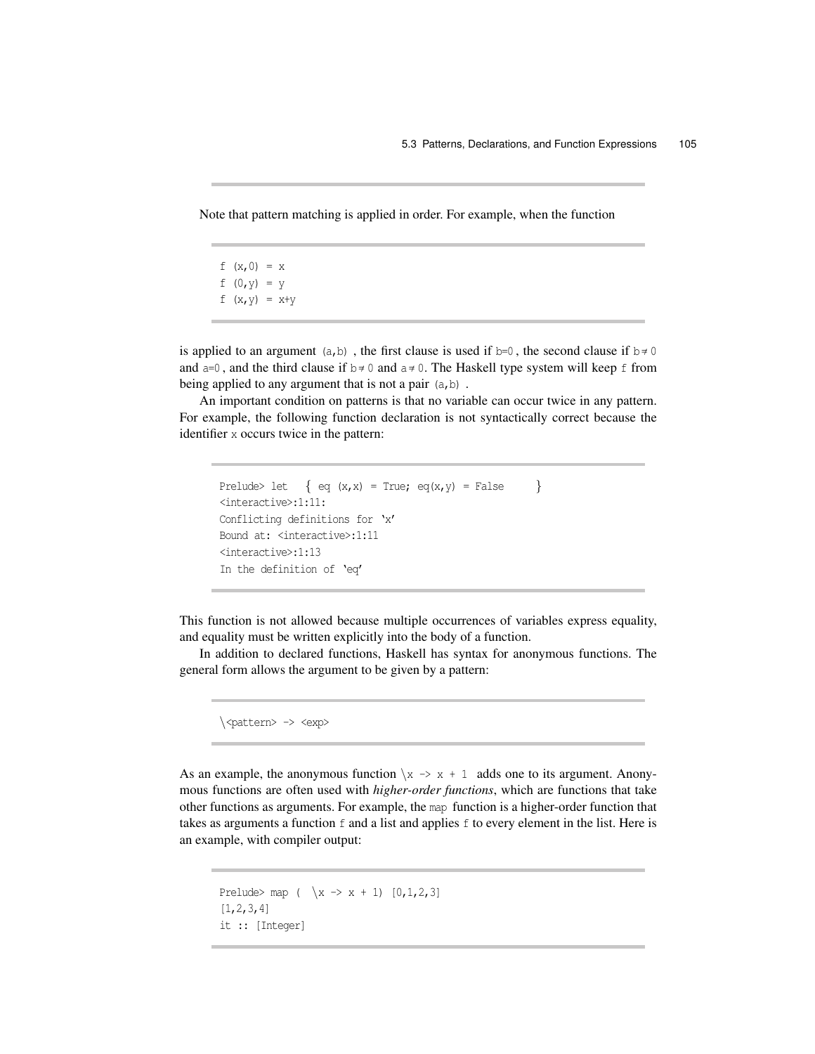Note that pattern matching is applied in order. For example, when the function

```
f (x,0) = x
f (0,y) = y
f (x,y) = x+y
```

is applied to an argument `(a,b)`, the first clause is used if `b=0`, the second clause if `b≠0` and `a=0`, and the third clause if `b≠0` and `a≠0`. The Haskell type system will keep `f` from being applied to any argument that is not a pair `(a,b)`.

An important condition on patterns is that no variable can occur twice in any pattern. For example, the following function declaration is not syntactically correct because the identifier `x` occurs twice in the pattern:

```
Prelude> let  { eq (x,x) = True; eq(x,y) = False    }
<interactive>:1:11:
Conflicting definitions for 'x'
Bound at: <interactive>:1:11
<interactive>:1:13
In the definition of 'eq'
```

This function is not allowed because multiple occurrences of variables express equality, and equality must be written explicitly into the body of a function.

In addition to declared functions, Haskell has syntax for anonymous functions. The general form allows the argument to be given by a pattern:

```
\<pattern> -> <exp>
```

As an example, the anonymous function `\x -> x + 1` adds one to its argument. Anonymous functions are often used with *higher-order functions*, which are functions that take other functions as arguments. For example, the `map` function is a higher-order function that takes as arguments a function `f` and a list and applies `f` to every element in the list. Here is an example, with compiler output:

```
Prelude> map ( \x -> x + 1) [0,1,2,3]
[1,2,3,4]
it :: [Integer]
```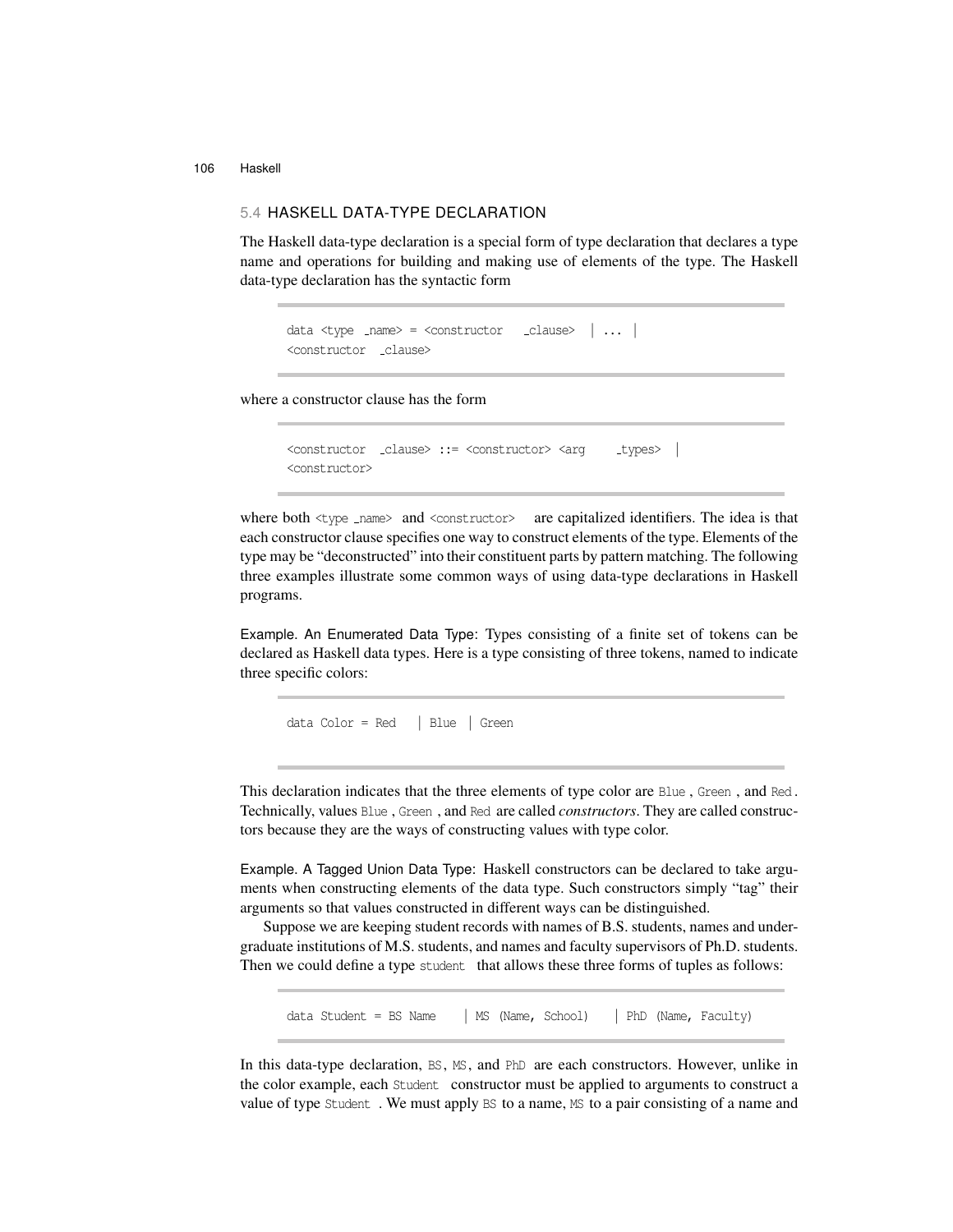## 5.4 HASKELL DATA-TYPE DECLARATION

The Haskell data-type declaration is a special form of type declaration that declares a type name and operations for building and making use of elements of the type. The Haskell data-type declaration has the syntactic form

```
data <type _name> = <constructor  _clause>  | ... |
<constructor _clause>
```

where a constructor clause has the form

```
<constructor _clause> ::= <constructor> <arg  _types>  |
<constructor>
```

where both `<type _name>` and `<constructor>` are capitalized identifiers. The idea is that each constructor clause specifies one way to construct elements of the type. Elements of the type may be "deconstructed" into their constituent parts by pattern matching. The following three examples illustrate some common ways of using data-type declarations in Haskell programs.

Example. An Enumerated Data Type: Types consisting of a finite set of tokens can be declared as Haskell data types. Here is a type consisting of three tokens, named to indicate three specific colors:

```
data Color = Red  | Blue | Green
```

This declaration indicates that the three elements of type color are `Blue`, `Green`, and `Red`. Technically, values `Blue`, `Green`, and `Red` are called *constructors*. They are called constructors because they are the ways of constructing values with type color.

Example. A Tagged Union Data Type: Haskell constructors can be declared to take arguments when constructing elements of the data type. Such constructors simply "tag" their arguments so that values constructed in different ways can be distinguished.

Suppose we are keeping student records with names of B.S. students, names and undergraduate institutions of M.S. students, and names and faculty supervisors of Ph.D. students. Then we could define a type `student` that allows these three forms of tuples as follows:

```
data Student = BS Name  | MS (Name, School)  | PhD (Name, Faculty)
```

In this data-type declaration, `BS`, `MS`, and `PhD` are each constructors. However, unlike in the color example, each `Student` constructor must be applied to arguments to construct a value of type `Student`. We must apply `BS` to a name, `MS` to a pair consisting of a name and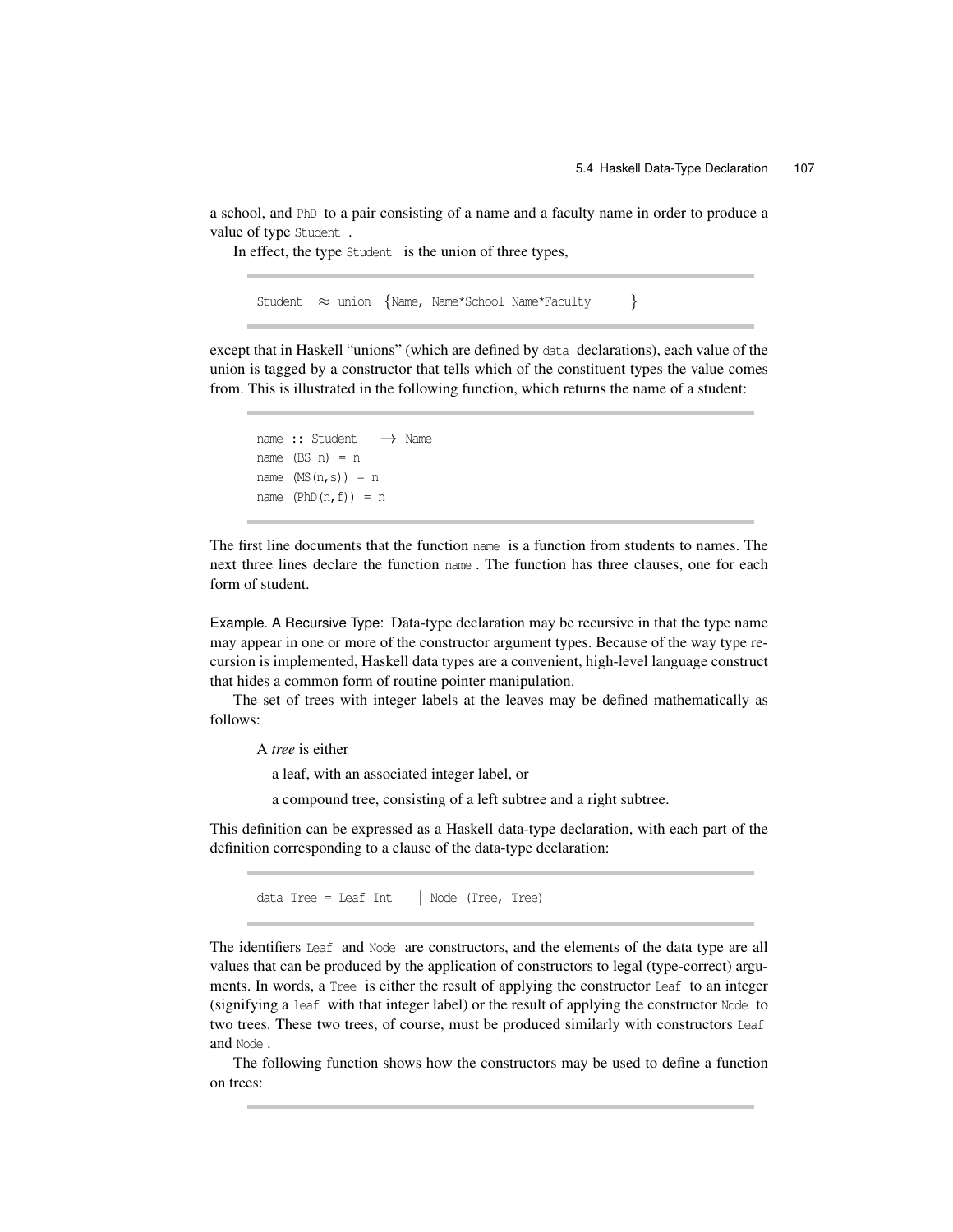a school, and PhD to a pair consisting of a name and a faculty name in order to produce a value of type Student .

In effect, the type Student is the union of three types,

```
Student  ≈ union {Name, Name*School Name*Faculty   }
```

except that in Haskell "unions" (which are defined by data declarations), each value of the union is tagged by a constructor that tells which of the constituent types the value comes from. This is illustrated in the following function, which returns the name of a student:

```
name :: Student  → Name
name (BS n) = n
name (MS(n,s)) = n
name (PhD(n,f)) = n
```

The first line documents that the function name is a function from students to names. The next three lines declare the function name . The function has three clauses, one for each form of student.

Example. A Recursive Type: Data-type declaration may be recursive in that the type name may appear in one or more of the constructor argument types. Because of the way type recursion is implemented, Haskell data types are a convenient, high-level language construct that hides a common form of routine pointer manipulation.

The set of trees with integer labels at the leaves may be defined mathematically as follows:

A *tree* is either

a leaf, with an associated integer label, or

a compound tree, consisting of a left subtree and a right subtree.

This definition can be expressed as a Haskell data-type declaration, with each part of the definition corresponding to a clause of the data-type declaration:

```
data Tree = Leaf Int   | Node (Tree, Tree)
```

The identifiers Leaf and Node are constructors, and the elements of the data type are all values that can be produced by the application of constructors to legal (type-correct) arguments. In words, a Tree is either the result of applying the constructor Leaf to an integer (signifying a leaf with that integer label) or the result of applying the constructor Node to two trees. These two trees, of course, must be produced similarly with constructors Leaf and Node .

The following function shows how the constructors may be used to define a function on trees: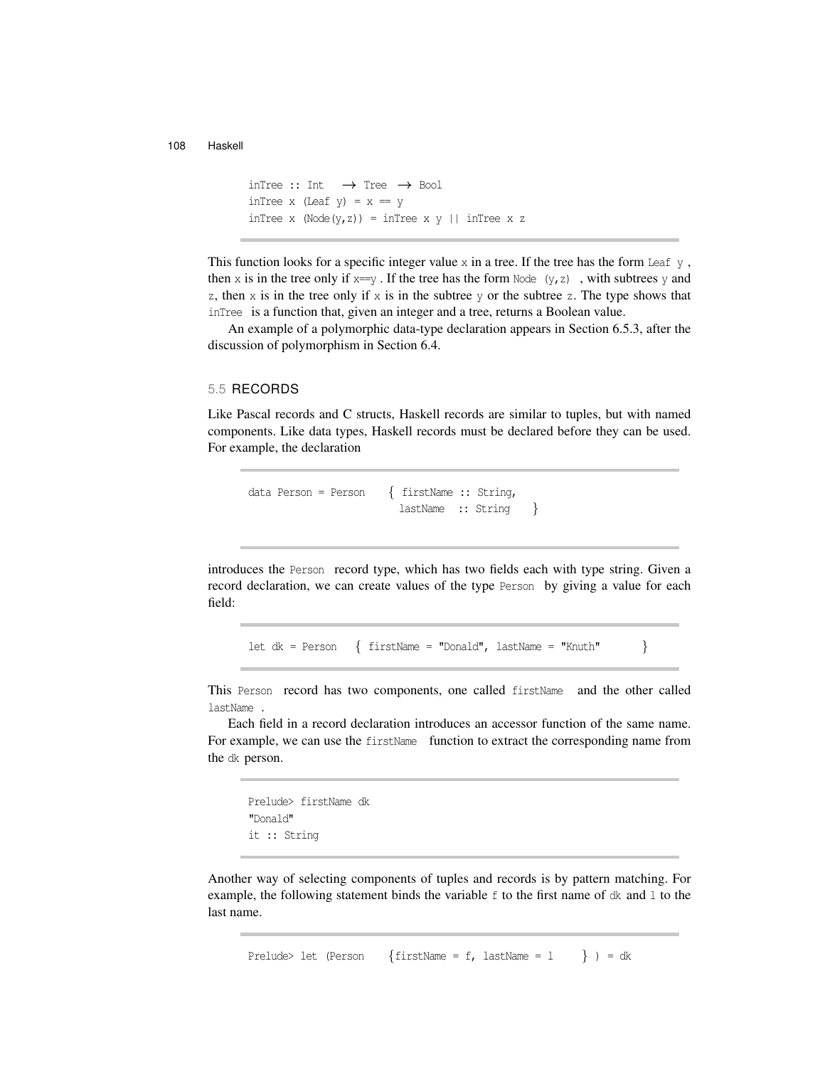```
inTree :: Int  → Tree → Bool
inTree x (Leaf y) = x == y
inTree x (Node(y,z)) = inTree x y || inTree x z
```

This function looks for a specific integer value `x` in a tree. If the tree has the form `Leaf y`, then `x` is in the tree only if `x==y`. If the tree has the form `Node (y,z)`, with subtrees `y` and `z`, then `x` is in the tree only if `x` is in the subtree `y` or the subtree `z`. The type shows that `inTree` is a function that, given an integer and a tree, returns a Boolean value.

An example of a polymorphic data-type declaration appears in Section 6.5.3, after the discussion of polymorphism in Section 6.4.

## 5.5 RECORDS

Like Pascal records and C structs, Haskell records are similar to tuples, but with named components. Like data types, Haskell records must be declared before they can be used. For example, the declaration

```
data Person = Person  { firstName :: String,
                        lastName  :: String  }
```

introduces the `Person` record type, which has two fields each with type string. Given a record declaration, we can create values of the type `Person` by giving a value for each field:

```
let dk = Person  { firstName = "Donald", lastName = "Knuth"  }
```

This `Person` record has two components, one called `firstName` and the other called `lastName`.

Each field in a record declaration introduces an accessor function of the same name. For example, we can use the `firstName` function to extract the corresponding name from the `dk` person.

```
Prelude> firstName dk
"Donald"
it :: String
```

Another way of selecting components of tuples and records is by pattern matching. For example, the following statement binds the variable `f` to the first name of `dk` and `l` to the last name.

```
Prelude> let (Person  {firstName = f, lastName = l  } ) = dk
```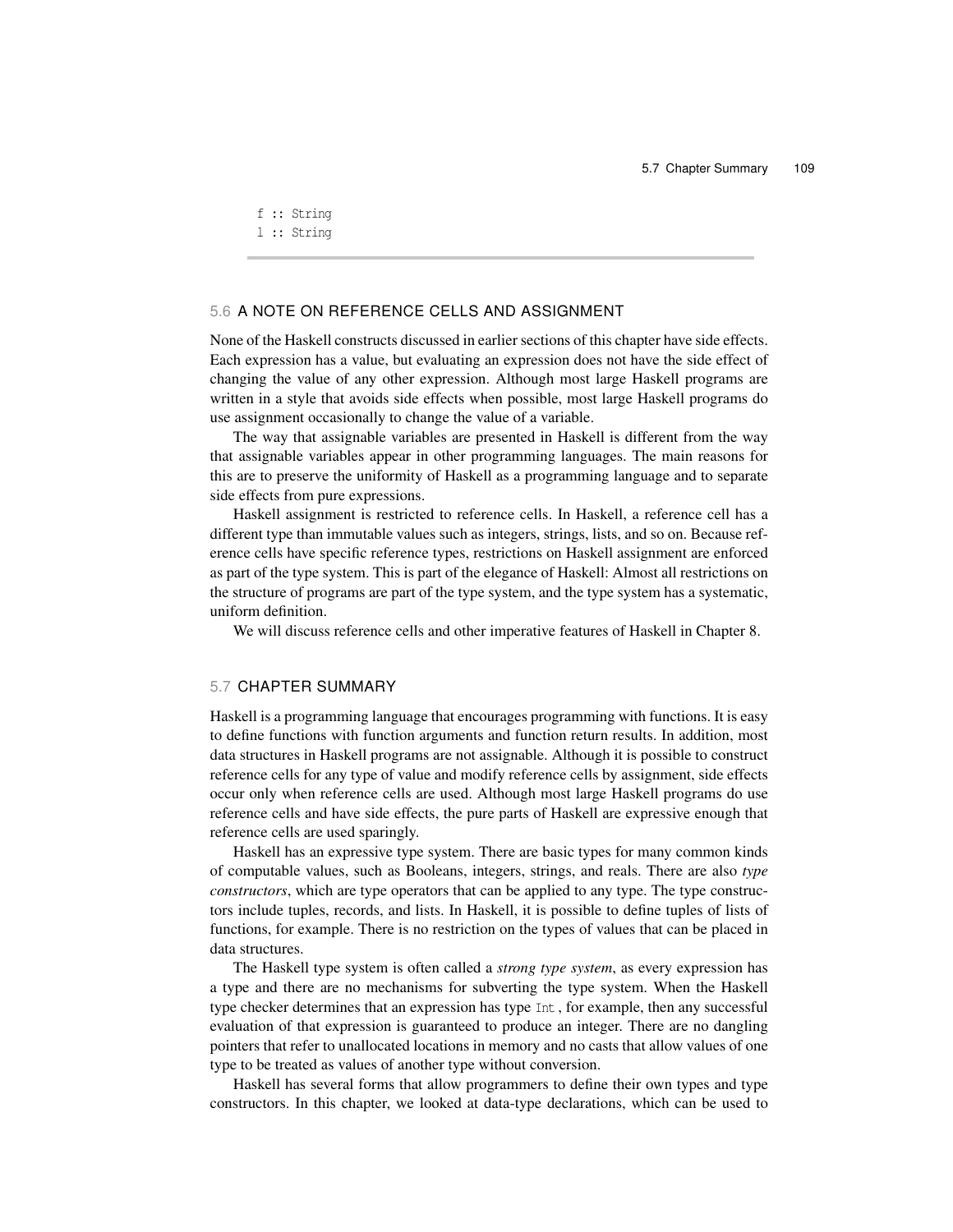```
f :: String
l :: String
```

## 5.6 A NOTE ON REFERENCE CELLS AND ASSIGNMENT

None of the Haskell constructs discussed in earlier sections of this chapter have side effects. Each expression has a value, but evaluating an expression does not have the side effect of changing the value of any other expression. Although most large Haskell programs are written in a style that avoids side effects when possible, most large Haskell programs do use assignment occasionally to change the value of a variable.

The way that assignable variables are presented in Haskell is different from the way that assignable variables appear in other programming languages. The main reasons for this are to preserve the uniformity of Haskell as a programming language and to separate side effects from pure expressions.

Haskell assignment is restricted to reference cells. In Haskell, a reference cell has a different type than immutable values such as integers, strings, lists, and so on. Because reference cells have specific reference types, restrictions on Haskell assignment are enforced as part of the type system. This is part of the elegance of Haskell: Almost all restrictions on the structure of programs are part of the type system, and the type system has a systematic, uniform definition.

We will discuss reference cells and other imperative features of Haskell in Chapter 8.

## 5.7 CHAPTER SUMMARY

Haskell is a programming language that encourages programming with functions. It is easy to define functions with function arguments and function return results. In addition, most data structures in Haskell programs are not assignable. Although it is possible to construct reference cells for any type of value and modify reference cells by assignment, side effects occur only when reference cells are used. Although most large Haskell programs do use reference cells and have side effects, the pure parts of Haskell are expressive enough that reference cells are used sparingly.

Haskell has an expressive type system. There are basic types for many common kinds of computable values, such as Booleans, integers, strings, and reals. There are also *type constructors*, which are type operators that can be applied to any type. The type constructors include tuples, records, and lists. In Haskell, it is possible to define tuples of lists of functions, for example. There is no restriction on the types of values that can be placed in data structures.

The Haskell type system is often called a *strong type system*, as every expression has a type and there are no mechanisms for subverting the type system. When the Haskell type checker determines that an expression has type `Int`, for example, then any successful evaluation of that expression is guaranteed to produce an integer. There are no dangling pointers that refer to unallocated locations in memory and no casts that allow values of one type to be treated as values of another type without conversion.

Haskell has several forms that allow programmers to define their own types and type constructors. In this chapter, we looked at data-type declarations, which can be used to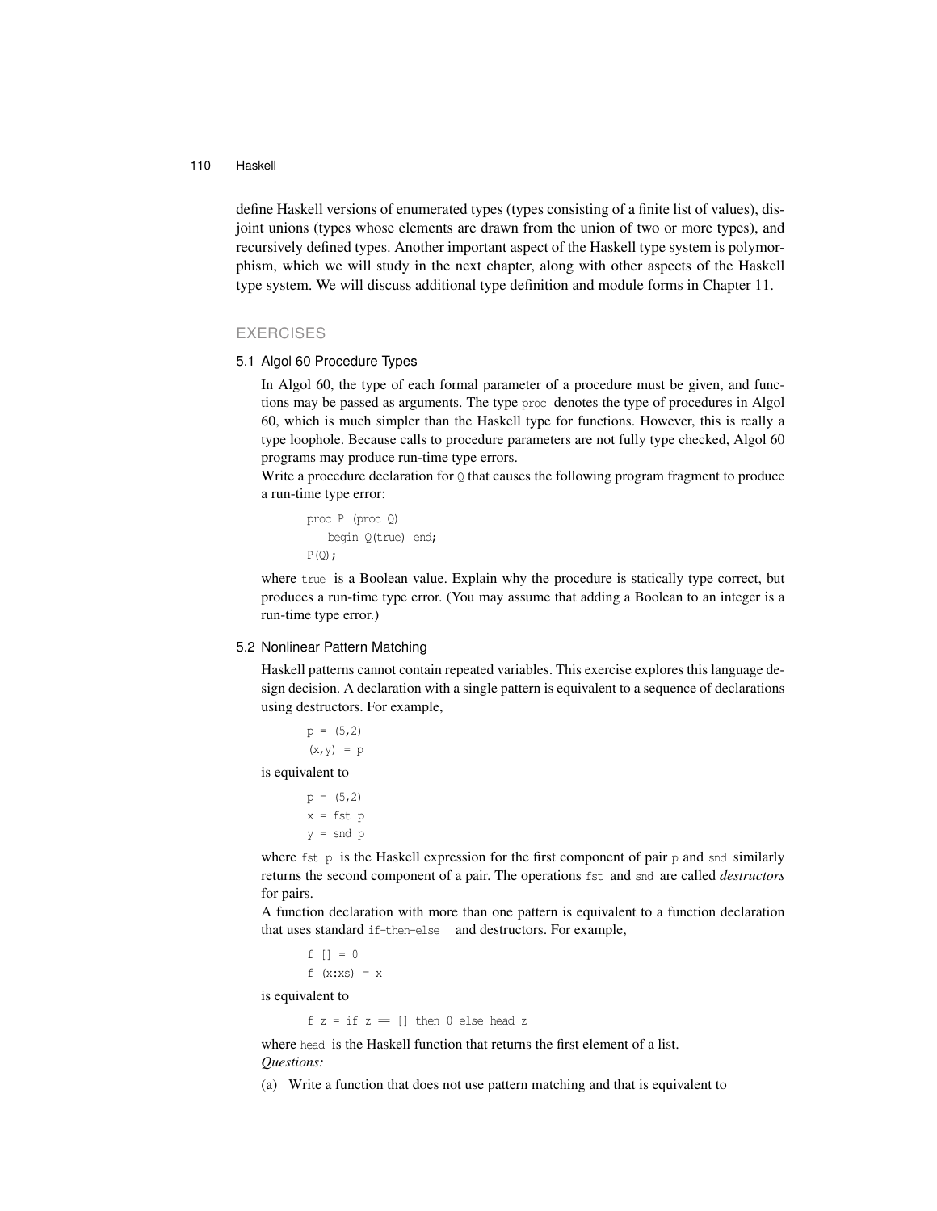define Haskell versions of enumerated types (types consisting of a finite list of values), disjoint unions (types whose elements are drawn from the union of two or more types), and recursively defined types. Another important aspect of the Haskell type system is polymorphism, which we will study in the next chapter, along with other aspects of the Haskell type system. We will discuss additional type definition and module forms in Chapter 11.

## EXERCISES

### 5.1 Algol 60 Procedure Types

In Algol 60, the type of each formal parameter of a procedure must be given, and functions may be passed as arguments. The type `proc` denotes the type of procedures in Algol 60, which is much simpler than the Haskell type for functions. However, this is really a type loophole. Because calls to procedure parameters are not fully type checked, Algol 60 programs may produce run-time type errors.

Write a procedure declaration for `Q` that causes the following program fragment to produce a run-time type error:

```
proc P (proc Q)
   begin Q(true) end;
P(Q);
```

where `true` is a Boolean value. Explain why the procedure is statically type correct, but produces a run-time type error. (You may assume that adding a Boolean to an integer is a run-time type error.)

### 5.2 Nonlinear Pattern Matching

Haskell patterns cannot contain repeated variables. This exercise explores this language design decision. A declaration with a single pattern is equivalent to a sequence of declarations using destructors. For example,

```
p = (5,2)
(x,y) = p
```

is equivalent to

```
p = (5,2)
x = fst p
y = snd p
```

where `fst p` is the Haskell expression for the first component of pair `p` and `snd` similarly returns the second component of a pair. The operations `fst` and `snd` are called ***destructors*** for pairs.

A function declaration with more than one pattern is equivalent to a function declaration that uses standard `if-then-else` and destructors. For example,

```
f [] = 0
f (x:xs) = x
```

is equivalent to

```
f z = if z == [] then 0 else head z
```

where `head` is the Haskell function that returns the first element of a list.

*Questions:*

(a) Write a function that does not use pattern matching and that is equivalent to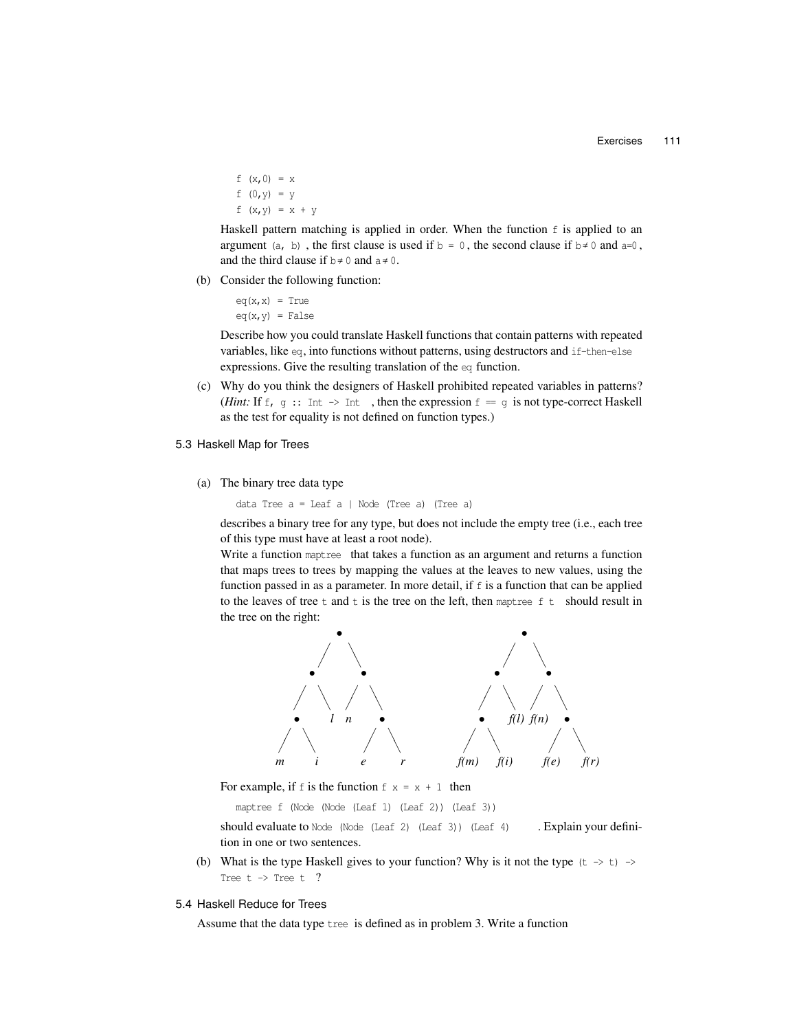```
f (x,0) = x
f (0,y) = y
f (x,y) = x + y
```

Haskell pattern matching is applied in order. When the function `f` is applied to an argument `(a, b)`, the first clause is used if `b = 0`, the second clause if `b ≠ 0` and `a=0`, and the third clause if `b ≠ 0` and `a ≠ 0`.

(b) Consider the following function:

```
eq(x,x) = True
eq(x,y) = False
```

Describe how you could translate Haskell functions that contain patterns with repeated variables, like `eq`, into functions without patterns, using destructors and `if-then-else` expressions. Give the resulting translation of the `eq` function.

(c) Why do you think the designers of Haskell prohibited repeated variables in patterns? (*Hint:* If `f, g :: Int -> Int`, then the expression `f == g` is not type-correct Haskell as the test for equality is not defined on function types.)

### 5.3 Haskell Map for Trees

(a) The binary tree data type

```
data Tree a = Leaf a | Node (Tree a) (Tree a)
```

describes a binary tree for any type, but does not include the empty tree (i.e., each tree of this type must have at least a root node).

Write a function `maptree` that takes a function as an argument and returns a function that maps trees to trees by mapping the values at the leaves to new values, using the function passed in as a parameter. In more detail, if `f` is a function that can be applied to the leaves of tree `t` and `t` is the tree on the left, then `maptree f t` should result in the tree on the right:

```
            •                              •
           / \                            / \
          •   •                          •   •
         / \ / \                        / \ / \
        •  l n  •                      •  f(l) f(n)  •
       / \     / \                    / \           / \
      m   i   e   r                f(m) f(i)     f(e) f(r)
```

For example, if `f` is the function `f x = x + 1` then

```
maptree f (Node (Node (Leaf 1) (Leaf 2)) (Leaf 3))
```

should evaluate to `Node (Node (Leaf 2) (Leaf 3)) (Leaf 4)`. Explain your definition in one or two sentences.

(b) What is the type Haskell gives to your function? Why is it not the type `(t -> t) -> Tree t -> Tree t` ?

### 5.4 Haskell Reduce for Trees

Assume that the data type `tree` is defined as in problem 3. Write a function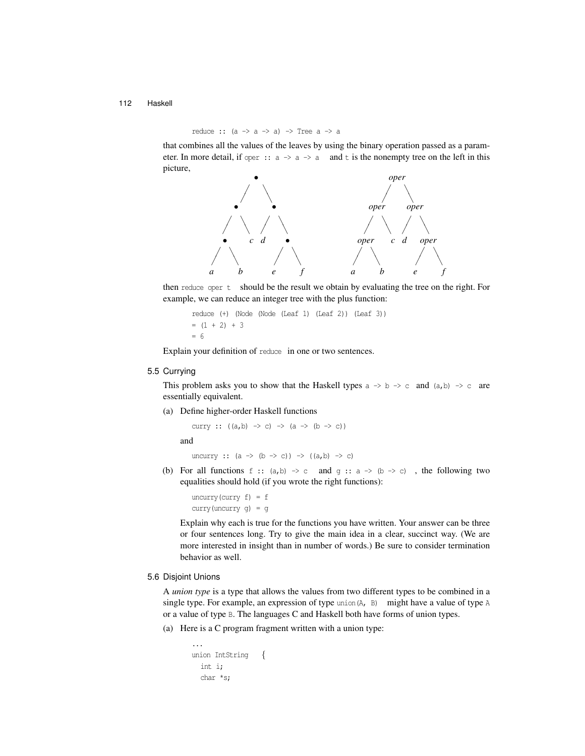```
reduce :: (a -> a -> a) -> Tree a -> a
```

that combines all the values of the leaves by using the binary operation passed as a parameter. In more detail, if `oper :: a -> a -> a` and `t` is the nonempty tree on the left in this picture,

then `reduce oper t` should be the result we obtain by evaluating the tree on the right. For example, we can reduce an integer tree with the plus function:

```
reduce (+) (Node (Node (Leaf 1) (Leaf 2)) (Leaf 3))
= (1 + 2) + 3
= 6
```

Explain your definition of `reduce` in one or two sentences.

### 5.5 Currying

This problem asks you to show that the Haskell types `a -> b -> c` and `(a,b) -> c` are essentially equivalent.

(a) Define higher-order Haskell functions

```
curry :: ((a,b) -> c) -> (a -> (b -> c))
```

and

```
uncurry :: (a -> (b -> c)) -> ((a,b) -> c)
```

(b) For all functions `f :: (a,b) -> c` and `g :: a -> (b -> c)`, the following two equalities should hold (if you wrote the right functions):

```
uncurry(curry f) = f
curry(uncurry g) = g
```

Explain why each is true for the functions you have written. Your answer can be three or four sentences long. Try to give the main idea in a clear, succinct way. (We are more interested in insight than in number of words.) Be sure to consider termination behavior as well.

### 5.6 Disjoint Unions

A *union type* is a type that allows the values from two different types to be combined in a single type. For example, an expression of type `union(A, B)` might have a value of type `A` or a value of type `B`. The languages C and Haskell both have forms of union types.

(a) Here is a C program fragment written with a union type:

```
...
union IntString {
  int i;
  char *s;
```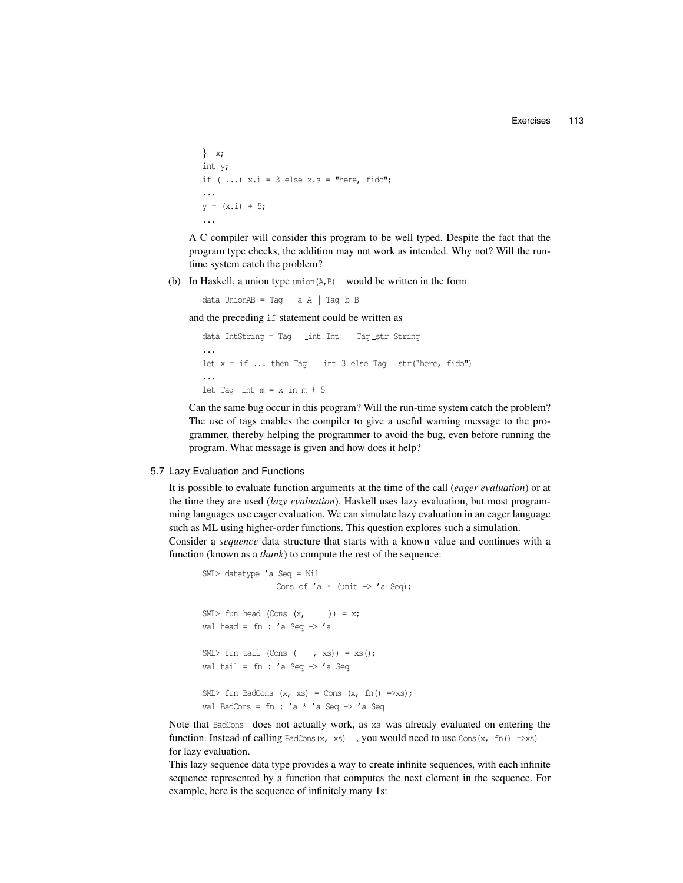```
} x;
int y;
if ( ...) x.i = 3 else x.s = "here, fido";
...
y = (x.i) + 5;
...
```

A C compiler will consider this program to be well typed. Despite the fact that the program type checks, the addition may not work as intended. Why not? Will the run-time system catch the problem?

(b) In Haskell, a union type `union(A,B)` would be written in the form

```
data UnionAB = Tag_a A | Tag_b B
```

and the preceding `if` statement could be written as

```
data IntString = Tag_int Int | Tag_str String
...
let x = if ... then Tag_int 3 else Tag_str("here, fido")
...
let Tag_int m = x in m + 5
```

Can the same bug occur in this program? Will the run-time system catch the problem? The use of tags enables the compiler to give a useful warning message to the programmer, thereby helping the programmer to avoid the bug, even before running the program. What message is given and how does it help?

## 5.7 Lazy Evaluation and Functions

It is possible to evaluate function arguments at the time of the call (*eager evaluation*) or at the time they are used (*lazy evaluation*). Haskell uses lazy evaluation, but most programming languages use eager evaluation. We can simulate lazy evaluation in an eager language such as ML using higher-order functions. This question explores such a simulation.

Consider a *sequence* data structure that starts with a known value and continues with a function (known as a *thunk*) to compute the rest of the sequence:

```
SML> datatype 'a Seq = Nil
              | Cons of 'a * (unit -> 'a Seq);

SML> fun head (Cons (x, _)) = x;
val head = fn : 'a Seq -> 'a

SML> fun tail (Cons (_, xs)) = xs();
val tail = fn : 'a Seq -> 'a Seq

SML> fun BadCons (x, xs) = Cons (x, fn() =>xs);
val BadCons = fn : 'a * 'a Seq -> 'a Seq
```

Note that `BadCons` does not actually work, as `xs` was already evaluated on entering the function. Instead of calling `BadCons(x, xs)`, you would need to use `Cons(x, fn() =>xs)` for lazy evaluation.

This lazy sequence data type provides a way to create infinite sequences, with each infinite sequence represented by a function that computes the next element in the sequence. For example, here is the sequence of infinitely many 1s: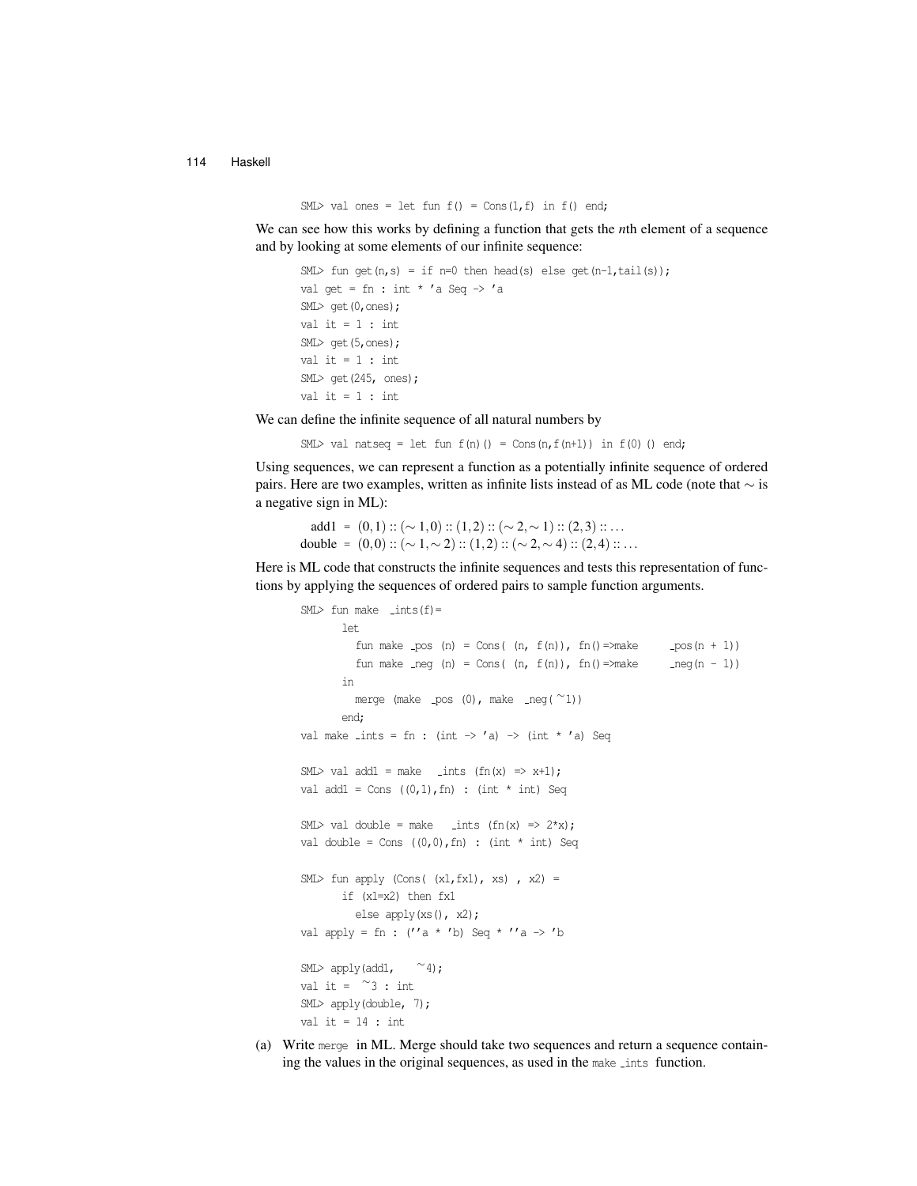```
SML> val ones = let fun f() = Cons(1,f) in f() end;
```

We can see how this works by defining a function that gets the *n*th element of a sequence and by looking at some elements of our infinite sequence:

```
SML> fun get(n,s) = if n=0 then head(s) else get(n-1,tail(s));
val get = fn : int * 'a Seq -> 'a
SML> get(0,ones);
val it = 1 : int
SML> get(5,ones);
val it = 1 : int
SML> get(245, ones);
val it = 1 : int
```

We can define the infinite sequence of all natural numbers by

```
SML> val natseq = let fun f(n)() = Cons(n,f(n+1)) in f(0)() end;
```

Using sequences, we can represent a function as a potentially infinite sequence of ordered pairs. Here are two examples, written as infinite lists instead of as ML code (note that $\sim$ is a negative sign in ML):

$$\text{add1} = (0,1) :: (\sim 1,0) :: (1,2) :: (\sim 2,\sim 1) :: (2,3) :: \ldots$$
$$\text{double} = (0,0) :: (\sim 1,\sim 2) :: (1,2) :: (\sim 2,\sim 4) :: (2,4) :: \ldots$$

Here is ML code that constructs the infinite sequences and tests this representation of functions by applying the sequences of ordered pairs to sample function arguments.

```
SML> fun make_ints(f)=
       let
         fun make_pos (n) = Cons( (n, f(n)), fn()=>make_pos(n + 1))
         fun make_neg (n) = Cons( (n, f(n)), fn()=>make_neg(n - 1))
       in
         merge (make_pos (0), make_neg(~1))
       end;
val make_ints = fn : (int -> 'a) -> (int * 'a) Seq

SML> val add1 = make_ints (fn(x) => x+1);
val add1 = Cons ((0,1),fn) : (int * int) Seq

SML> val double = make_ints (fn(x) => 2*x);
val double = Cons ((0,0),fn) : (int * int) Seq

SML> fun apply (Cons( (x1,fx1), xs) , x2) =
       if (x1=x2) then fx1
         else apply(xs(), x2);
val apply = fn : (''a * 'b) Seq * ''a -> 'b

SML> apply(add1, ~4);
val it = ~3 : int
SML> apply(double, 7);
val it = 14 : int
```

(a) Write `merge` in ML. Merge should take two sequences and return a sequence containing the values in the original sequences, as used in the `make_ints` function.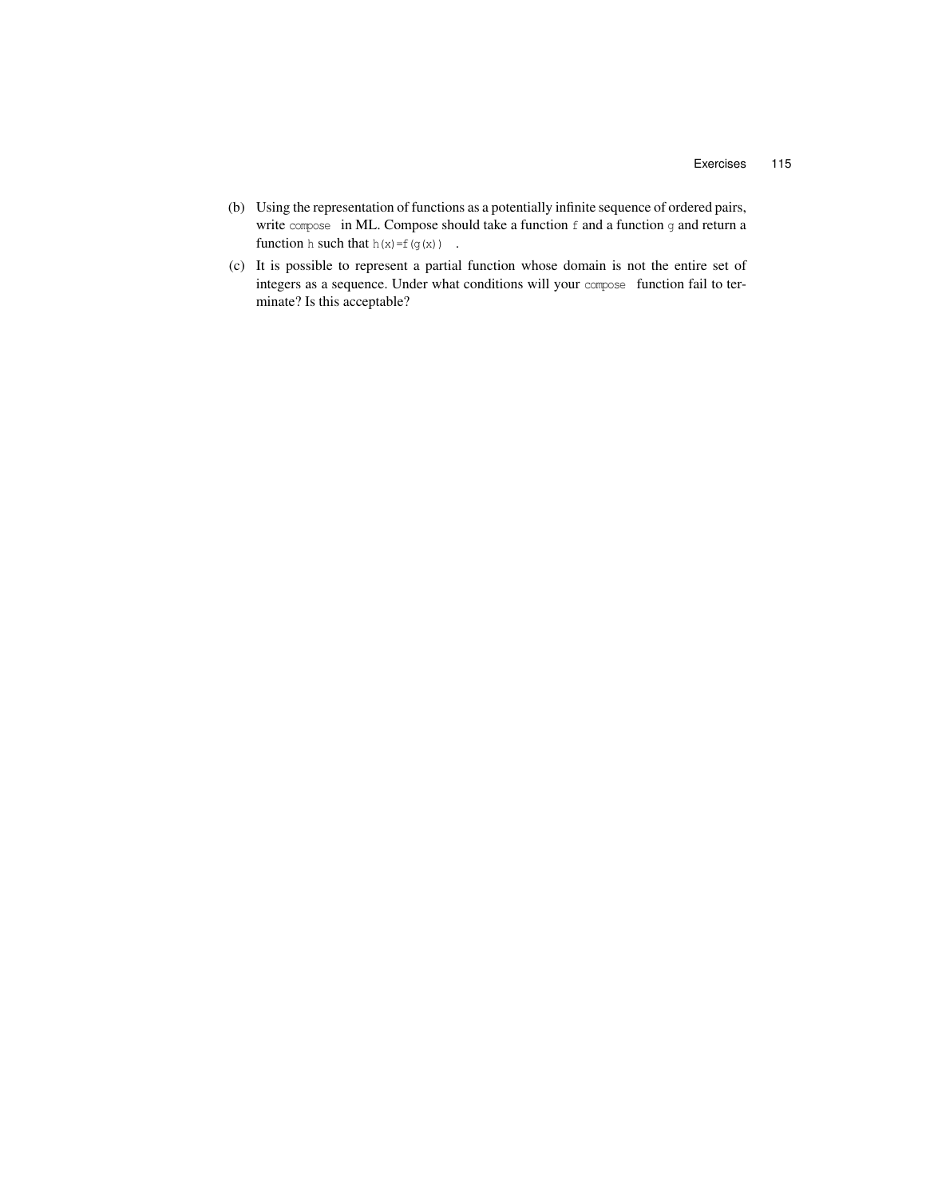(b) Using the representation of functions as a potentially infinite sequence of ordered pairs, write `compose` in ML. Compose should take a function `f` and a function `g` and return a function `h` such that `h(x)=f(g(x))` .

(c) It is possible to represent a partial function whose domain is not the entire set of integers as a sequence. Under what conditions will your `compose` function fail to terminate? Is this acceptable?